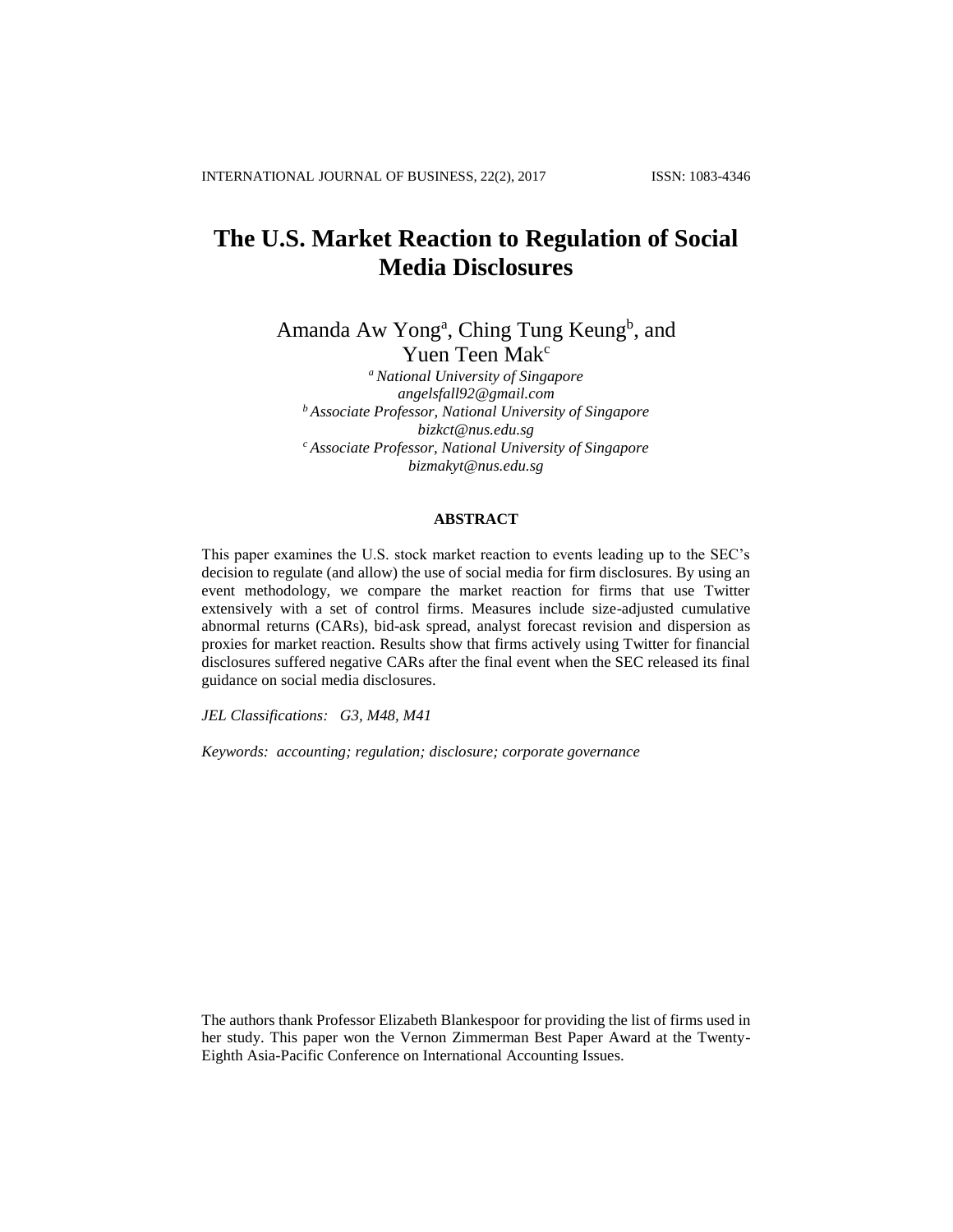# The U.S. Market Reaction to Regulation of Social Media Disclosures

Amanda Aw Yong[a], Ching Tung Keung[b], and Yuen Teen Mak[c]

[a] *National University of Singapore*
*angelsfall92@gmail.com*
[b] *Associate Professor, National University of Singapore*
*bizkct@nus.edu.sg*
[c] *Associate Professor, National University of Singapore*
*bizmakyt@nus.edu.sg*

## ABSTRACT

This paper examines the U.S. stock market reaction to events leading up to the SEC's decision to regulate (and allow) the use of social media for firm disclosures. By using an event methodology, we compare the market reaction for firms that use Twitter extensively with a set of control firms. Measures include size-adjusted cumulative abnormal returns (CARs), bid-ask spread, analyst forecast revision and dispersion as proxies for market reaction. Results show that firms actively using Twitter for financial disclosures suffered negative CARs after the final event when the SEC released its final guidance on social media disclosures.

*JEL Classifications: G3, M48, M41*

*Keywords: accounting; regulation; disclosure; corporate governance*

The authors thank Professor Elizabeth Blankespoor for providing the list of firms used in her study. This paper won the Vernon Zimmerman Best Paper Award at the Twenty-Eighth Asia-Pacific Conference on International Accounting Issues.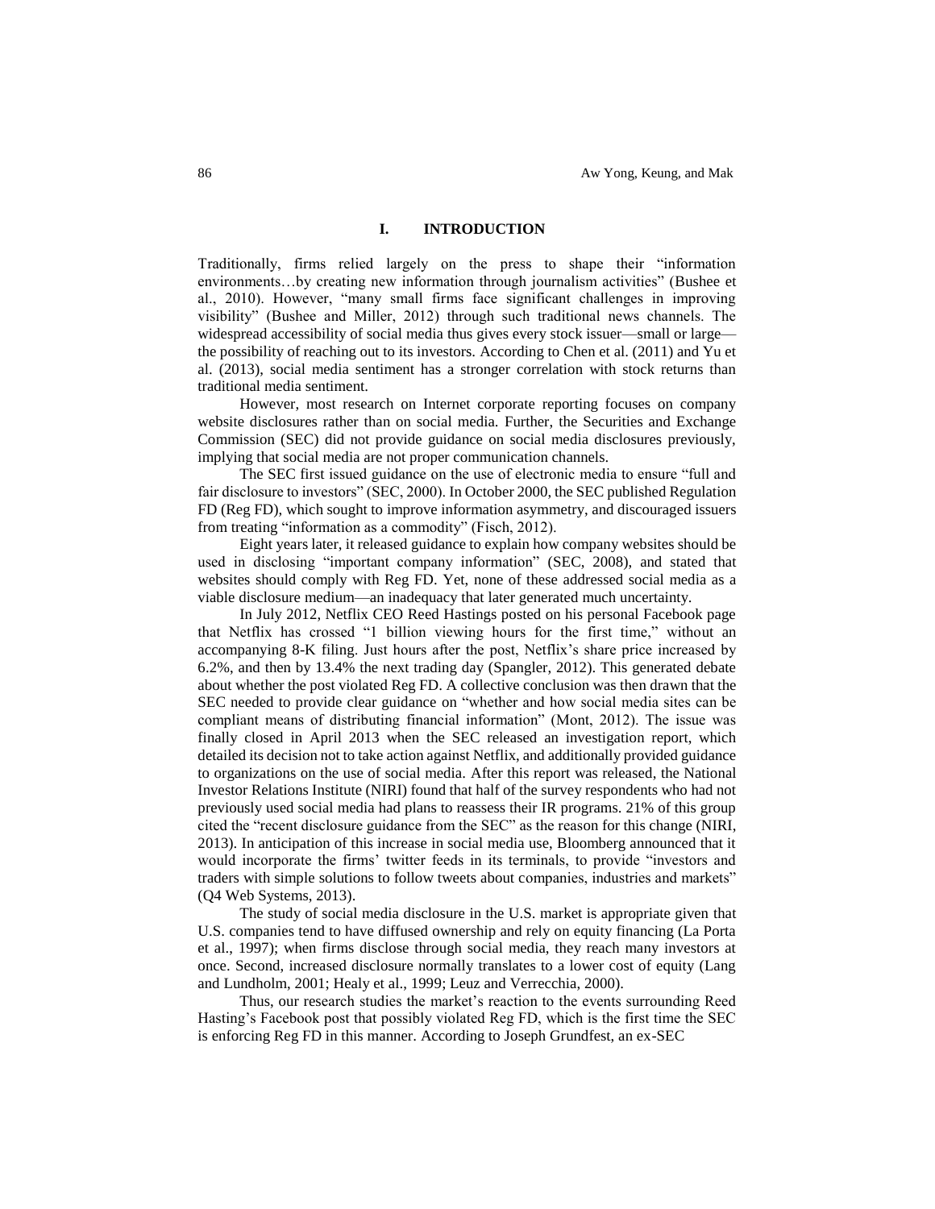## I. INTRODUCTION

Traditionally, firms relied largely on the press to shape their "information environments…by creating new information through journalism activities" (Bushee et al., 2010). However, "many small firms face significant challenges in improving visibility" (Bushee and Miller, 2012) through such traditional news channels. The widespread accessibility of social media thus gives every stock issuer—small or large—the possibility of reaching out to its investors. According to Chen et al. (2011) and Yu et al. (2013), social media sentiment has a stronger correlation with stock returns than traditional media sentiment.

However, most research on Internet corporate reporting focuses on company website disclosures rather than on social media. Further, the Securities and Exchange Commission (SEC) did not provide guidance on social media disclosures previously, implying that social media are not proper communication channels.

The SEC first issued guidance on the use of electronic media to ensure "full and fair disclosure to investors" (SEC, 2000). In October 2000, the SEC published Regulation FD (Reg FD), which sought to improve information asymmetry, and discouraged issuers from treating "information as a commodity" (Fisch, 2012).

Eight years later, it released guidance to explain how company websites should be used in disclosing "important company information" (SEC, 2008), and stated that websites should comply with Reg FD. Yet, none of these addressed social media as a viable disclosure medium—an inadequacy that later generated much uncertainty.

In July 2012, Netflix CEO Reed Hastings posted on his personal Facebook page that Netflix has crossed "1 billion viewing hours for the first time," without an accompanying 8-K filing. Just hours after the post, Netflix's share price increased by 6.2%, and then by 13.4% the next trading day (Spangler, 2012). This generated debate about whether the post violated Reg FD. A collective conclusion was then drawn that the SEC needed to provide clear guidance on "whether and how social media sites can be compliant means of distributing financial information" (Mont, 2012). The issue was finally closed in April 2013 when the SEC released an investigation report, which detailed its decision not to take action against Netflix, and additionally provided guidance to organizations on the use of social media. After this report was released, the National Investor Relations Institute (NIRI) found that half of the survey respondents who had not previously used social media had plans to reassess their IR programs. 21% of this group cited the "recent disclosure guidance from the SEC" as the reason for this change (NIRI, 2013). In anticipation of this increase in social media use, Bloomberg announced that it would incorporate the firms' twitter feeds in its terminals, to provide "investors and traders with simple solutions to follow tweets about companies, industries and markets" (Q4 Web Systems, 2013).

The study of social media disclosure in the U.S. market is appropriate given that U.S. companies tend to have diffused ownership and rely on equity financing (La Porta et al., 1997); when firms disclose through social media, they reach many investors at once. Second, increased disclosure normally translates to a lower cost of equity (Lang and Lundholm, 2001; Healy et al., 1999; Leuz and Verrecchia, 2000).

Thus, our research studies the market's reaction to the events surrounding Reed Hasting's Facebook post that possibly violated Reg FD, which is the first time the SEC is enforcing Reg FD in this manner. According to Joseph Grundfest, an ex-SEC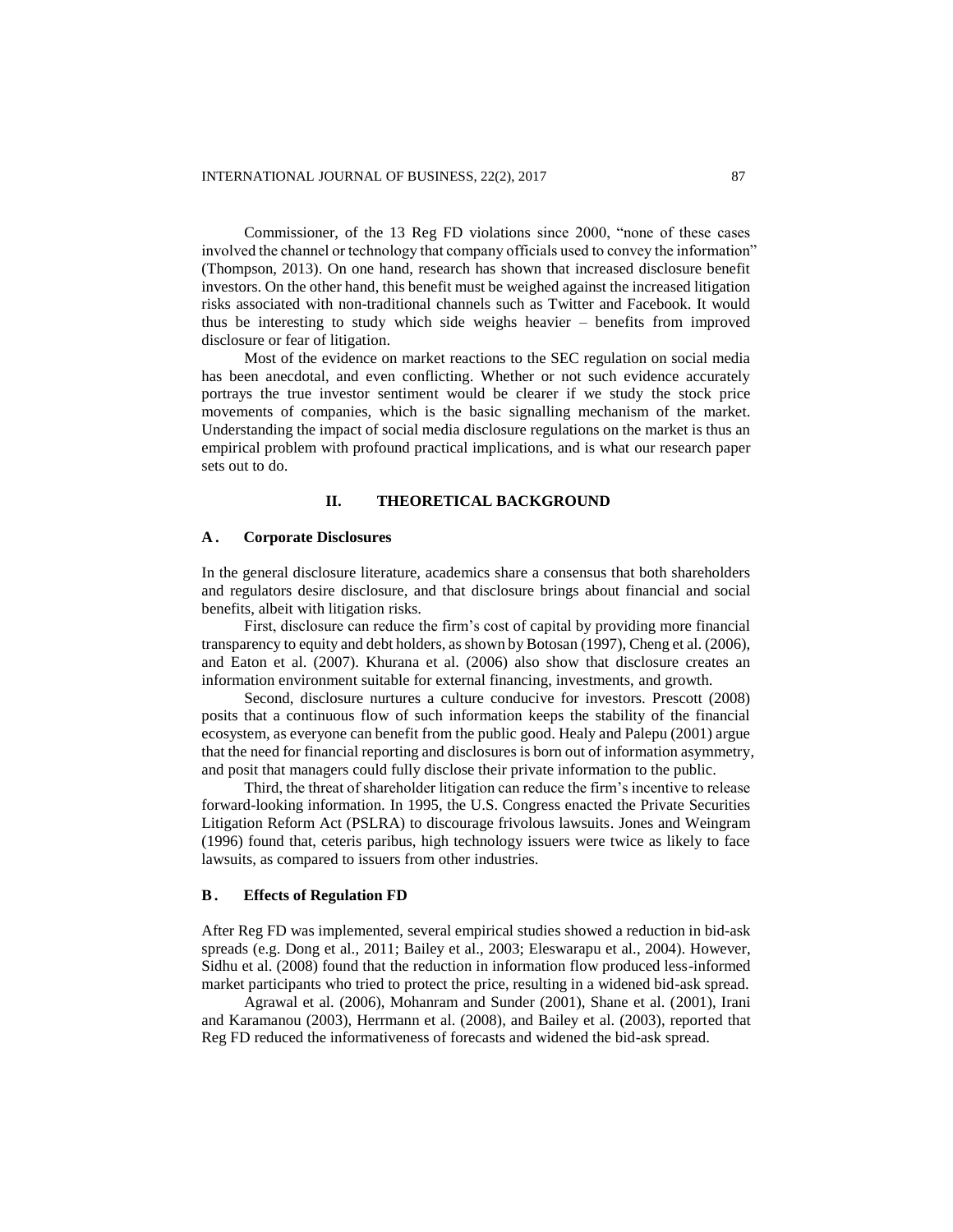Commissioner, of the 13 Reg FD violations since 2000, "none of these cases involved the channel or technology that company officials used to convey the information" (Thompson, 2013). On one hand, research has shown that increased disclosure benefit investors. On the other hand, this benefit must be weighed against the increased litigation risks associated with non-traditional channels such as Twitter and Facebook. It would thus be interesting to study which side weighs heavier – benefits from improved disclosure or fear of litigation.

Most of the evidence on market reactions to the SEC regulation on social media has been anecdotal, and even conflicting. Whether or not such evidence accurately portrays the true investor sentiment would be clearer if we study the stock price movements of companies, which is the basic signalling mechanism of the market. Understanding the impact of social media disclosure regulations on the market is thus an empirical problem with profound practical implications, and is what our research paper sets out to do.

## II. THEORETICAL BACKGROUND

### A. Corporate Disclosures

In the general disclosure literature, academics share a consensus that both shareholders and regulators desire disclosure, and that disclosure brings about financial and social benefits, albeit with litigation risks.

First, disclosure can reduce the firm's cost of capital by providing more financial transparency to equity and debt holders, as shown by Botosan (1997), Cheng et al. (2006), and Eaton et al. (2007). Khurana et al. (2006) also show that disclosure creates an information environment suitable for external financing, investments, and growth.

Second, disclosure nurtures a culture conducive for investors. Prescott (2008) posits that a continuous flow of such information keeps the stability of the financial ecosystem, as everyone can benefit from the public good. Healy and Palepu (2001) argue that the need for financial reporting and disclosures is born out of information asymmetry, and posit that managers could fully disclose their private information to the public.

Third, the threat of shareholder litigation can reduce the firm's incentive to release forward-looking information. In 1995, the U.S. Congress enacted the Private Securities Litigation Reform Act (PSLRA) to discourage frivolous lawsuits. Jones and Weingram (1996) found that, ceteris paribus, high technology issuers were twice as likely to face lawsuits, as compared to issuers from other industries.

### B. Effects of Regulation FD

After Reg FD was implemented, several empirical studies showed a reduction in bid-ask spreads (e.g. Dong et al., 2011; Bailey et al., 2003; Eleswarapu et al., 2004). However, Sidhu et al. (2008) found that the reduction in information flow produced less-informed market participants who tried to protect the price, resulting in a widened bid-ask spread.

Agrawal et al. (2006), Mohanram and Sunder (2001), Shane et al. (2001), Irani and Karamanou (2003), Herrmann et al. (2008), and Bailey et al. (2003), reported that Reg FD reduced the informativeness of forecasts and widened the bid-ask spread.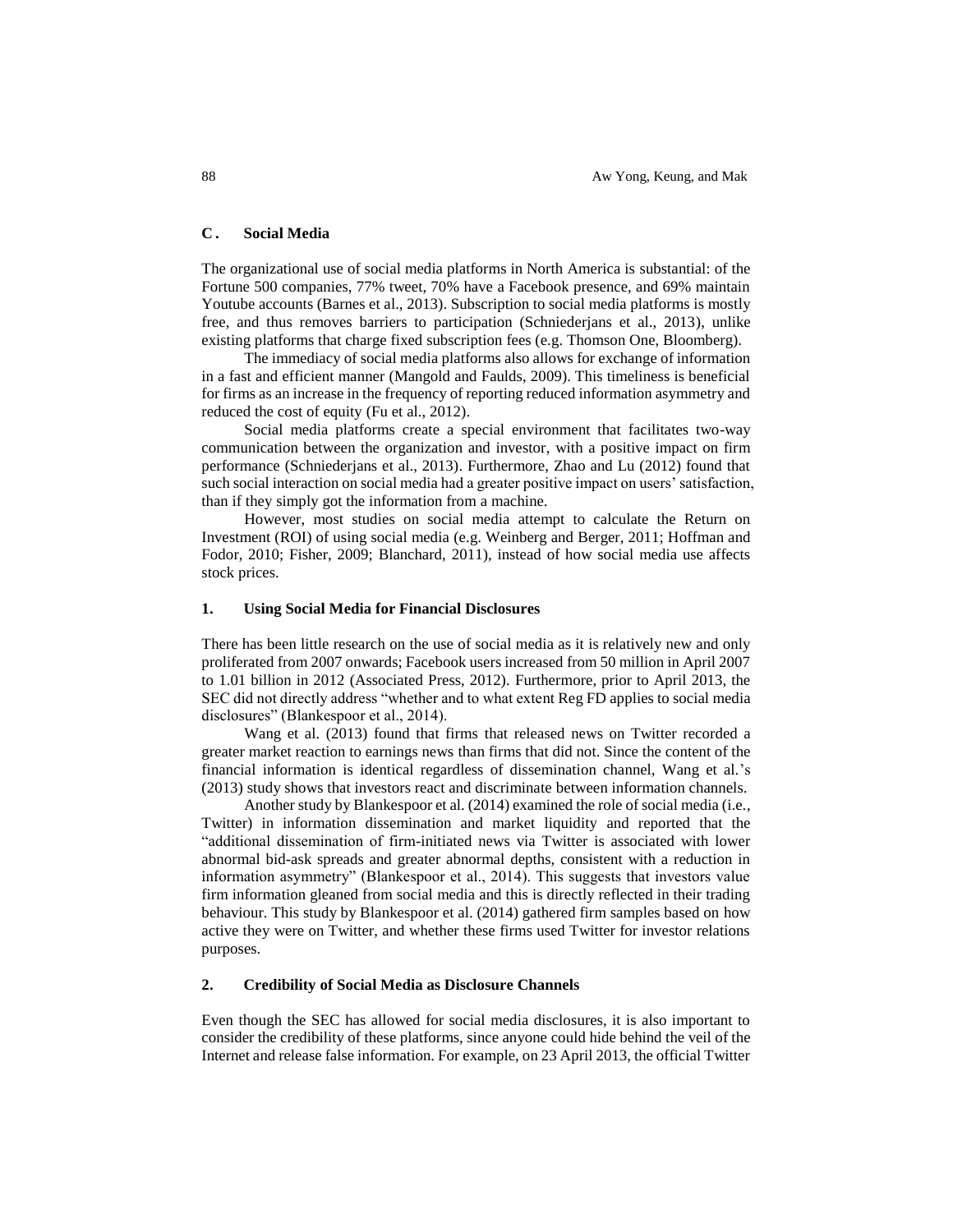### C. Social Media

The organizational use of social media platforms in North America is substantial: of the Fortune 500 companies, 77% tweet, 70% have a Facebook presence, and 69% maintain Youtube accounts (Barnes et al., 2013). Subscription to social media platforms is mostly free, and thus removes barriers to participation (Schniederjans et al., 2013), unlike existing platforms that charge fixed subscription fees (e.g. Thomson One, Bloomberg).

The immediacy of social media platforms also allows for exchange of information in a fast and efficient manner (Mangold and Faulds, 2009). This timeliness is beneficial for firms as an increase in the frequency of reporting reduced information asymmetry and reduced the cost of equity (Fu et al., 2012).

Social media platforms create a special environment that facilitates two-way communication between the organization and investor, with a positive impact on firm performance (Schniederjans et al., 2013). Furthermore, Zhao and Lu (2012) found that such social interaction on social media had a greater positive impact on users' satisfaction, than if they simply got the information from a machine.

However, most studies on social media attempt to calculate the Return on Investment (ROI) of using social media (e.g. Weinberg and Berger, 2011; Hoffman and Fodor, 2010; Fisher, 2009; Blanchard, 2011), instead of how social media use affects stock prices.

#### 1. Using Social Media for Financial Disclosures

There has been little research on the use of social media as it is relatively new and only proliferated from 2007 onwards; Facebook users increased from 50 million in April 2007 to 1.01 billion in 2012 (Associated Press, 2012). Furthermore, prior to April 2013, the SEC did not directly address "whether and to what extent Reg FD applies to social media disclosures" (Blankespoor et al., 2014).

Wang et al. (2013) found that firms that released news on Twitter recorded a greater market reaction to earnings news than firms that did not. Since the content of the financial information is identical regardless of dissemination channel, Wang et al.'s (2013) study shows that investors react and discriminate between information channels.

Another study by Blankespoor et al. (2014) examined the role of social media (i.e., Twitter) in information dissemination and market liquidity and reported that the "additional dissemination of firm-initiated news via Twitter is associated with lower abnormal bid-ask spreads and greater abnormal depths, consistent with a reduction in information asymmetry" (Blankespoor et al., 2014). This suggests that investors value firm information gleaned from social media and this is directly reflected in their trading behaviour. This study by Blankespoor et al. (2014) gathered firm samples based on how active they were on Twitter, and whether these firms used Twitter for investor relations purposes.

#### 2. Credibility of Social Media as Disclosure Channels

Even though the SEC has allowed for social media disclosures, it is also important to consider the credibility of these platforms, since anyone could hide behind the veil of the Internet and release false information. For example, on 23 April 2013, the official Twitter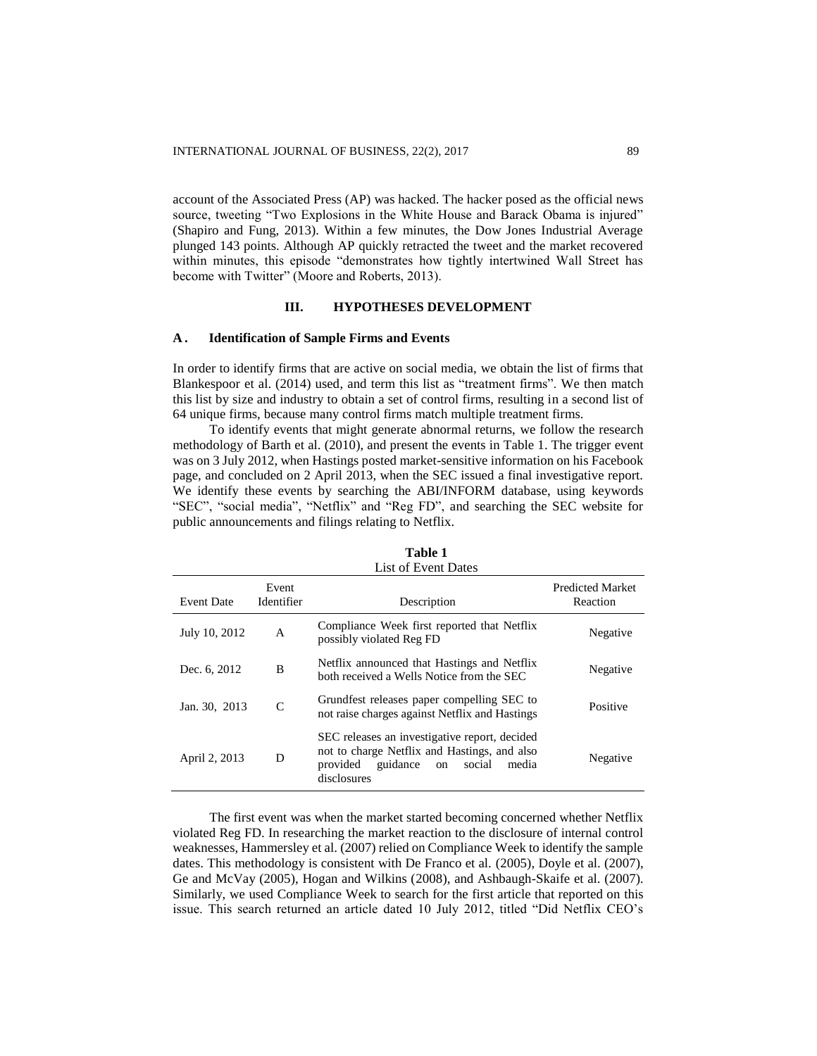account of the Associated Press (AP) was hacked. The hacker posed as the official news source, tweeting "Two Explosions in the White House and Barack Obama is injured" (Shapiro and Fung, 2013). Within a few minutes, the Dow Jones Industrial Average plunged 143 points. Although AP quickly retracted the tweet and the market recovered within minutes, this episode "demonstrates how tightly intertwined Wall Street has become with Twitter" (Moore and Roberts, 2013).

## III. HYPOTHESES DEVELOPMENT

### A. Identification of Sample Firms and Events

In order to identify firms that are active on social media, we obtain the list of firms that Blankespoor et al. (2014) used, and term this list as "treatment firms". We then match this list by size and industry to obtain a set of control firms, resulting in a second list of 64 unique firms, because many control firms match multiple treatment firms.

To identify events that might generate abnormal returns, we follow the research methodology of Barth et al. (2010), and present the events in Table 1. The trigger event was on 3 July 2012, when Hastings posted market-sensitive information on his Facebook page, and concluded on 2 April 2013, when the SEC issued a final investigative report. We identify these events by searching the ABI/INFORM database, using keywords "SEC", "social media", "Netflix" and "Reg FD", and searching the SEC website for public announcements and filings relating to Netflix.

**Table 1**
List of Event Dates

| Event Date | Event Identifier | Description | Predicted Market Reaction |
|---|---|---|---|
| July 10, 2012 | A | Compliance Week first reported that Netflix possibly violated Reg FD | Negative |
| Dec. 6, 2012 | B | Netflix announced that Hastings and Netflix both received a Wells Notice from the SEC | Negative |
| Jan. 30, 2013 | C | Grundfest releases paper compelling SEC to not raise charges against Netflix and Hastings | Positive |
| April 2, 2013 | D | SEC releases an investigative report, decided not to charge Netflix and Hastings, and also provided guidance on social media disclosures | Negative |

The first event was when the market started becoming concerned whether Netflix violated Reg FD. In researching the market reaction to the disclosure of internal control weaknesses, Hammersley et al. (2007) relied on Compliance Week to identify the sample dates. This methodology is consistent with De Franco et al. (2005), Doyle et al. (2007), Ge and McVay (2005), Hogan and Wilkins (2008), and Ashbaugh-Skaife et al. (2007). Similarly, we used Compliance Week to search for the first article that reported on this issue. This search returned an article dated 10 July 2012, titled "Did Netflix CEO's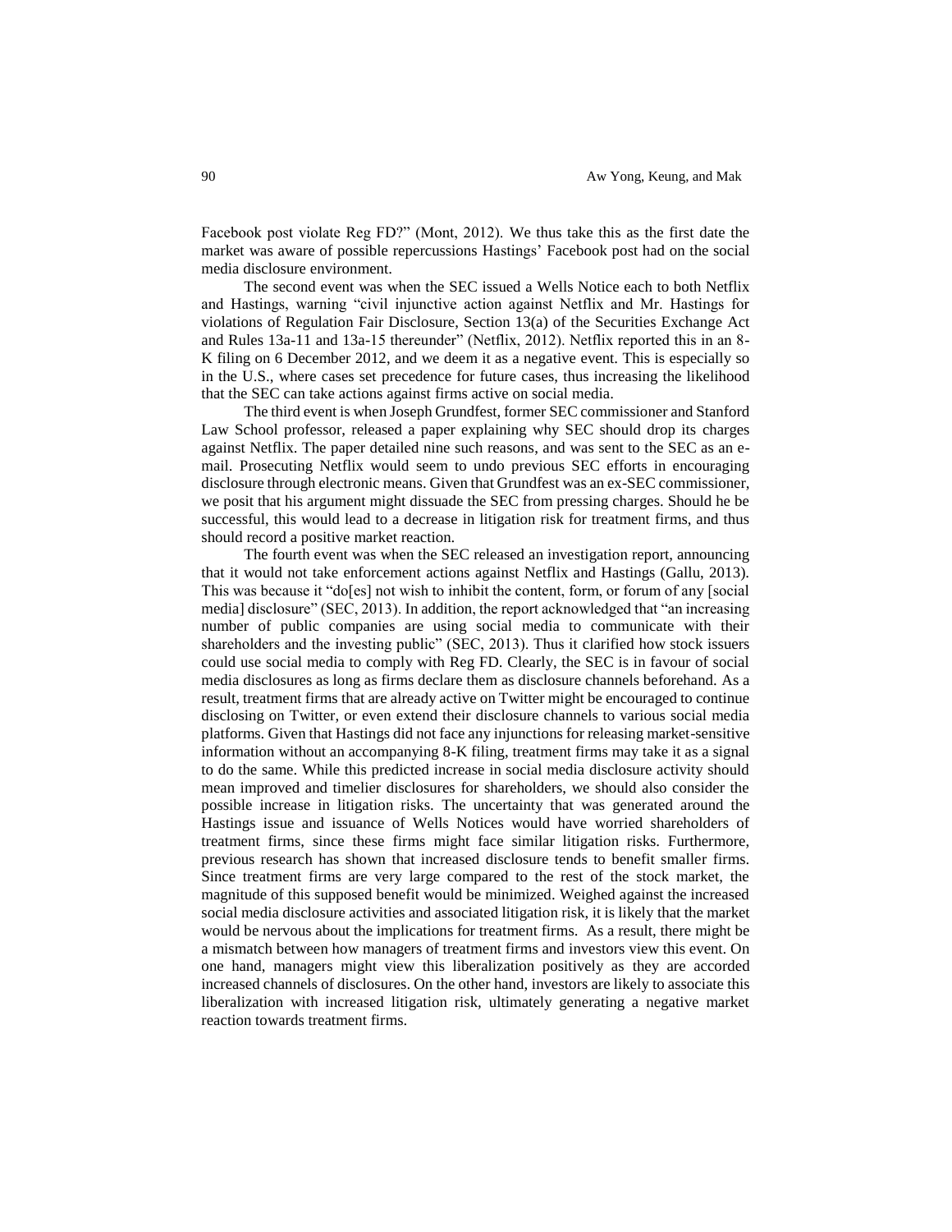Facebook post violate Reg FD?" (Mont, 2012). We thus take this as the first date the market was aware of possible repercussions Hastings' Facebook post had on the social media disclosure environment.

The second event was when the SEC issued a Wells Notice each to both Netflix and Hastings, warning "civil injunctive action against Netflix and Mr. Hastings for violations of Regulation Fair Disclosure, Section 13(a) of the Securities Exchange Act and Rules 13a-11 and 13a-15 thereunder" (Netflix, 2012). Netflix reported this in an 8-K filing on 6 December 2012, and we deem it as a negative event. This is especially so in the U.S., where cases set precedence for future cases, thus increasing the likelihood that the SEC can take actions against firms active on social media.

The third event is when Joseph Grundfest, former SEC commissioner and Stanford Law School professor, released a paper explaining why SEC should drop its charges against Netflix. The paper detailed nine such reasons, and was sent to the SEC as an e-mail. Prosecuting Netflix would seem to undo previous SEC efforts in encouraging disclosure through electronic means. Given that Grundfest was an ex-SEC commissioner, we posit that his argument might dissuade the SEC from pressing charges. Should he be successful, this would lead to a decrease in litigation risk for treatment firms, and thus should record a positive market reaction.

The fourth event was when the SEC released an investigation report, announcing that it would not take enforcement actions against Netflix and Hastings (Gallu, 2013). This was because it "do[es] not wish to inhibit the content, form, or forum of any [social media] disclosure" (SEC, 2013). In addition, the report acknowledged that "an increasing number of public companies are using social media to communicate with their shareholders and the investing public" (SEC, 2013). Thus it clarified how stock issuers could use social media to comply with Reg FD. Clearly, the SEC is in favour of social media disclosures as long as firms declare them as disclosure channels beforehand. As a result, treatment firms that are already active on Twitter might be encouraged to continue disclosing on Twitter, or even extend their disclosure channels to various social media platforms. Given that Hastings did not face any injunctions for releasing market-sensitive information without an accompanying 8-K filing, treatment firms may take it as a signal to do the same. While this predicted increase in social media disclosure activity should mean improved and timelier disclosures for shareholders, we should also consider the possible increase in litigation risks. The uncertainty that was generated around the Hastings issue and issuance of Wells Notices would have worried shareholders of treatment firms, since these firms might face similar litigation risks. Furthermore, previous research has shown that increased disclosure tends to benefit smaller firms. Since treatment firms are very large compared to the rest of the stock market, the magnitude of this supposed benefit would be minimized. Weighed against the increased social media disclosure activities and associated litigation risk, it is likely that the market would be nervous about the implications for treatment firms. As a result, there might be a mismatch between how managers of treatment firms and investors view this event. On one hand, managers might view this liberalization positively as they are accorded increased channels of disclosures. On the other hand, investors are likely to associate this liberalization with increased litigation risk, ultimately generating a negative market reaction towards treatment firms.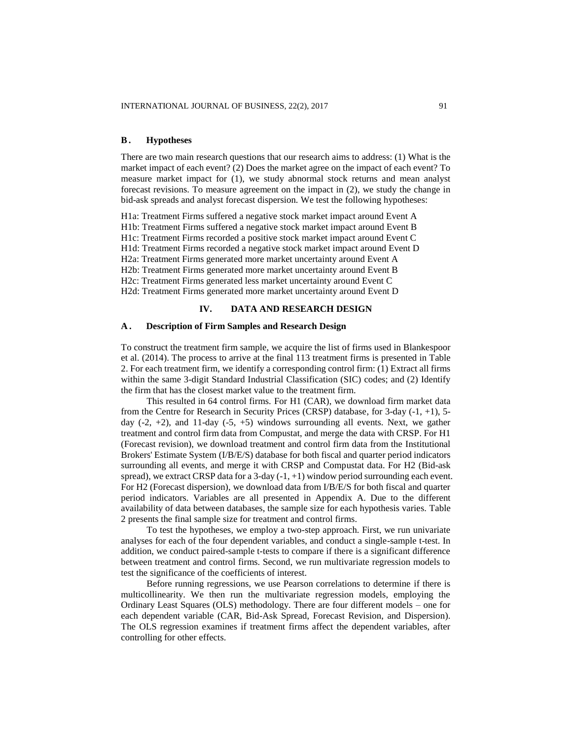### B. Hypotheses

There are two main research questions that our research aims to address: (1) What is the market impact of each event? (2) Does the market agree on the impact of each event? To measure market impact for (1), we study abnormal stock returns and mean analyst forecast revisions. To measure agreement on the impact in (2), we study the change in bid-ask spreads and analyst forecast dispersion. We test the following hypotheses:

H1a: Treatment Firms suffered a negative stock market impact around Event A
H1b: Treatment Firms suffered a negative stock market impact around Event B
H1c: Treatment Firms recorded a positive stock market impact around Event C
H1d: Treatment Firms recorded a negative stock market impact around Event D
H2a: Treatment Firms generated more market uncertainty around Event A
H2b: Treatment Firms generated more market uncertainty around Event B
H2c: Treatment Firms generated less market uncertainty around Event C
H2d: Treatment Firms generated more market uncertainty around Event D

## IV. DATA AND RESEARCH DESIGN

### A. Description of Firm Samples and Research Design

To construct the treatment firm sample, we acquire the list of firms used in Blankespoor et al. (2014). The process to arrive at the final 113 treatment firms is presented in Table 2. For each treatment firm, we identify a corresponding control firm: (1) Extract all firms within the same 3-digit Standard Industrial Classification (SIC) codes; and (2) Identify the firm that has the closest market value to the treatment firm.

This resulted in 64 control firms. For H1 (CAR), we download firm market data from the Centre for Research in Security Prices (CRSP) database, for 3-day (-1, +1), 5-day (-2, +2), and 11-day (-5, +5) windows surrounding all events. Next, we gather treatment and control firm data from Compustat, and merge the data with CRSP. For H1 (Forecast revision), we download treatment and control firm data from the Institutional Brokers' Estimate System (I/B/E/S) database for both fiscal and quarter period indicators surrounding all events, and merge it with CRSP and Compustat data. For H2 (Bid-ask spread), we extract CRSP data for a 3-day (-1, +1) window period surrounding each event. For H2 (Forecast dispersion), we download data from I/B/E/S for both fiscal and quarter period indicators. Variables are all presented in Appendix A. Due to the different availability of data between databases, the sample size for each hypothesis varies. Table 2 presents the final sample size for treatment and control firms.

To test the hypotheses, we employ a two-step approach. First, we run univariate analyses for each of the four dependent variables, and conduct a single-sample t-test. In addition, we conduct paired-sample t-tests to compare if there is a significant difference between treatment and control firms. Second, we run multivariate regression models to test the significance of the coefficients of interest.

Before running regressions, we use Pearson correlations to determine if there is multicollinearity. We then run the multivariate regression models, employing the Ordinary Least Squares (OLS) methodology. There are four different models – one for each dependent variable (CAR, Bid-Ask Spread, Forecast Revision, and Dispersion). The OLS regression examines if treatment firms affect the dependent variables, after controlling for other effects.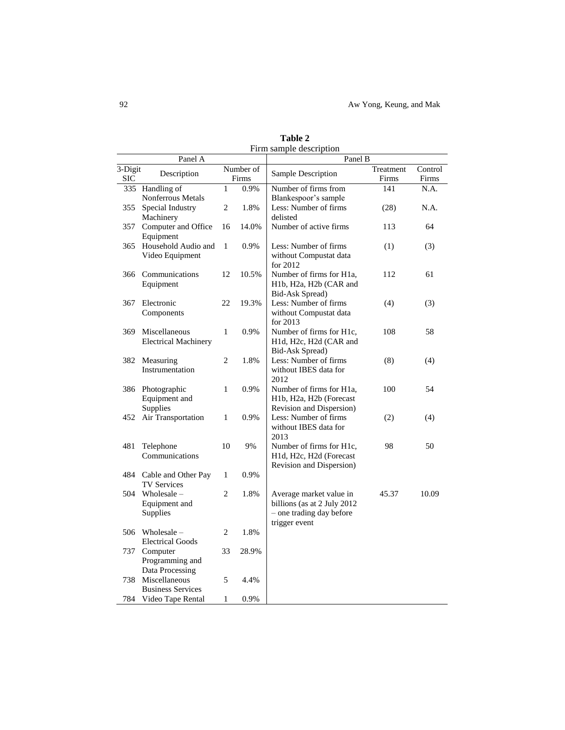**Table 2**
Firm sample description

| Panel A | | | | Panel B | | |
|---|---|---|---|---|---|---|
| 3-Digit SIC | Description | Number of Firms | | Sample Description | Treatment Firms | Control Firms |
| 335 | Handling of Nonferrous Metals | 1 | 0.9% | Number of firms from Blankespoor's sample | 141 | N.A. |
| 355 | Special Industry Machinery | 2 | 1.8% | Less: Number of firms delisted | (28) | N.A. |
| 357 | Computer and Office Equipment | 16 | 14.0% | Number of active firms | 113 | 64 |
| 365 | Household Audio and Video Equipment | 1 | 0.9% | Less: Number of firms without Compustat data for 2012 | (1) | (3) |
| 366 | Communications Equipment | 12 | 10.5% | Number of firms for H1a, H1b, H2a, H2b (CAR and Bid-Ask Spread) | 112 | 61 |
| 367 | Electronic Components | 22 | 19.3% | Less: Number of firms without Compustat data for 2013 | (4) | (3) |
| 369 | Miscellaneous Electrical Machinery | 1 | 0.9% | Number of firms for H1c, H1d, H2c, H2d (CAR and Bid-Ask Spread) | 108 | 58 |
| 382 | Measuring Instrumentation | 2 | 1.8% | Less: Number of firms without IBES data for 2012 | (8) | (4) |
| 386 | Photographic Equipment and Supplies | 1 | 0.9% | Number of firms for H1a, H1b, H2a, H2b (Forecast Revision and Dispersion) | 100 | 54 |
| 452 | Air Transportation | 1 | 0.9% | Less: Number of firms without IBES data for 2013 | (2) | (4) |
| 481 | Telephone Communications | 10 | 9% | Number of firms for H1c, H1d, H2c, H2d (Forecast Revision and Dispersion) | 98 | 50 |
| 484 | Cable and Other Pay TV Services | 1 | 0.9% | | | |
| 504 | Wholesale – Equipment and Supplies | 2 | 1.8% | Average market value in billions (as at 2 July 2012 – one trading day before trigger event | 45.37 | 10.09 |
| 506 | Wholesale – Electrical Goods | 2 | 1.8% | | | |
| 737 | Computer Programming and Data Processing | 33 | 28.9% | | | |
| 738 | Miscellaneous Business Services | 5 | 4.4% | | | |
| 784 | Video Tape Rental | 1 | 0.9% | | | |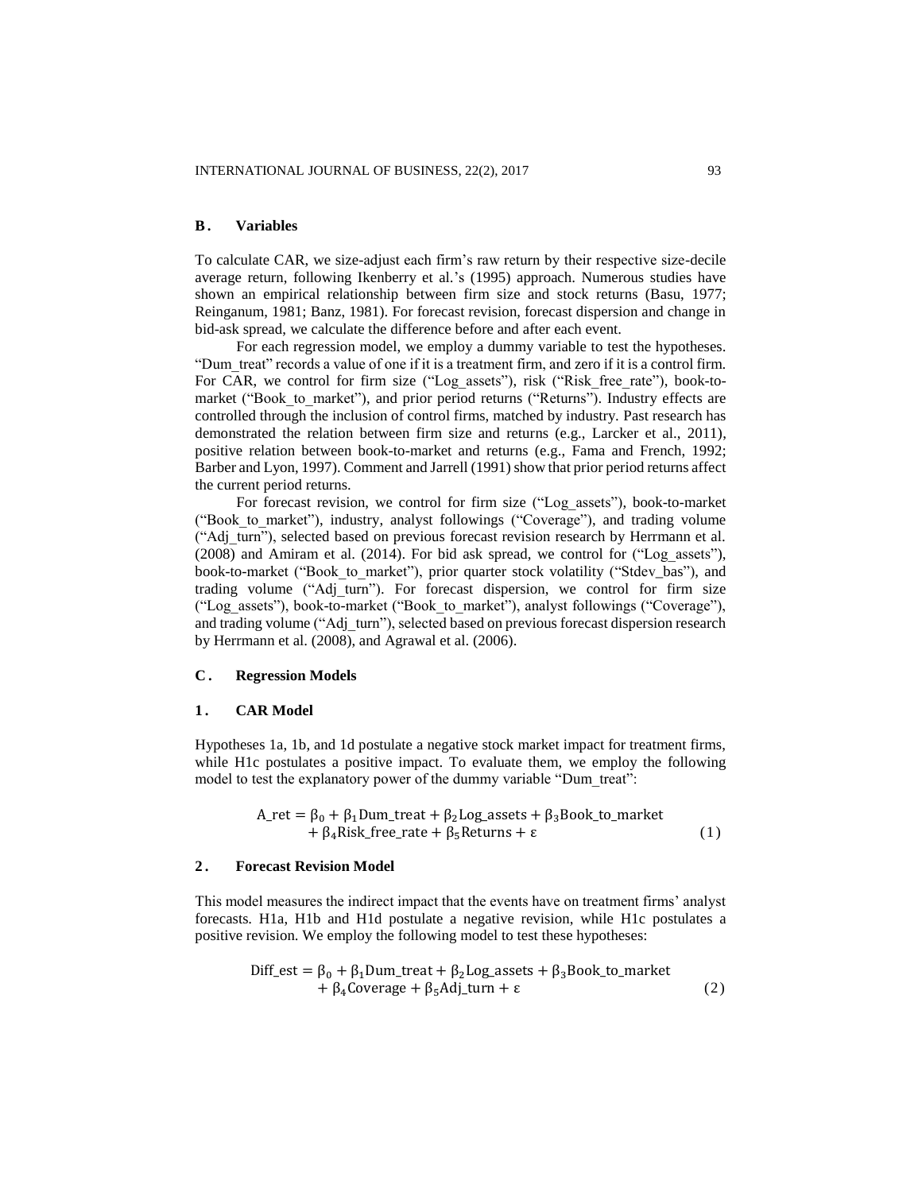## B. Variables

To calculate CAR, we size-adjust each firm's raw return by their respective size-decile average return, following Ikenberry et al.'s (1995) approach. Numerous studies have shown an empirical relationship between firm size and stock returns (Basu, 1977; Reinganum, 1981; Banz, 1981). For forecast revision, forecast dispersion and change in bid-ask spread, we calculate the difference before and after each event.

For each regression model, we employ a dummy variable to test the hypotheses. "Dum_treat" records a value of one if it is a treatment firm, and zero if it is a control firm. For CAR, we control for firm size ("Log_assets"), risk ("Risk_free_rate"), book-to-market ("Book_to_market"), and prior period returns ("Returns"). Industry effects are controlled through the inclusion of control firms, matched by industry. Past research has demonstrated the relation between firm size and returns (e.g., Larcker et al., 2011), positive relation between book-to-market and returns (e.g., Fama and French, 1992; Barber and Lyon, 1997). Comment and Jarrell (1991) show that prior period returns affect the current period returns.

For forecast revision, we control for firm size ("Log_assets"), book-to-market ("Book_to_market"), industry, analyst followings ("Coverage"), and trading volume ("Adj_turn"), selected based on previous forecast revision research by Herrmann et al. (2008) and Amiram et al. (2014). For bid ask spread, we control for ("Log_assets"), book-to-market ("Book_to_market"), prior quarter stock volatility ("Stdev_bas"), and trading volume ("Adj_turn"). For forecast dispersion, we control for firm size ("Log_assets"), book-to-market ("Book_to_market"), analyst followings ("Coverage"), and trading volume ("Adj_turn"), selected based on previous forecast dispersion research by Herrmann et al. (2008), and Agrawal et al. (2006).

## C. Regression Models

### 1. CAR Model

Hypotheses 1a, 1b, and 1d postulate a negative stock market impact for treatment firms, while H1c postulates a positive impact. To evaluate them, we employ the following model to test the explanatory power of the dummy variable "Dum_treat":

$$\text{A\_ret} = \beta_0 + \beta_1 \text{Dum\_treat} + \beta_2 \text{Log\_assets} + \beta_3 \text{Book\_to\_market} + \beta_4 \text{Risk\_free\_rate} + \beta_5 \text{Returns} + \varepsilon \quad (1)$$

### 2. Forecast Revision Model

This model measures the indirect impact that the events have on treatment firms' analyst forecasts. H1a, H1b and H1d postulate a negative revision, while H1c postulates a positive revision. We employ the following model to test these hypotheses:

$$\text{Diff\_est} = \beta_0 + \beta_1 \text{Dum\_treat} + \beta_2 \text{Log\_assets} + \beta_3 \text{Book\_to\_market} + \beta_4 \text{Coverage} + \beta_5 \text{Adj\_turn} + \varepsilon \quad (2)$$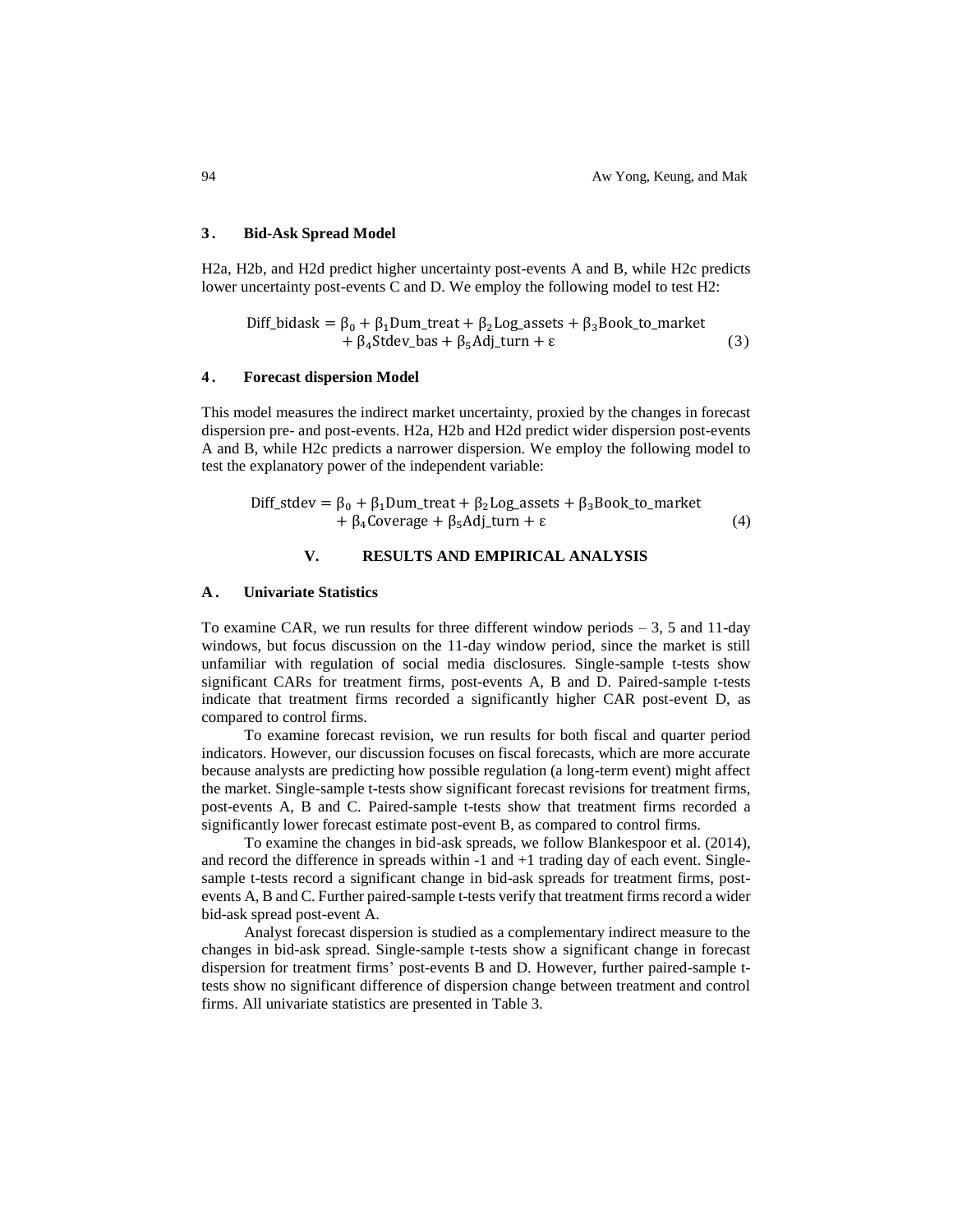### 3. Bid-Ask Spread Model

H2a, H2b, and H2d predict higher uncertainty post-events A and B, while H2c predicts lower uncertainty post-events C and D. We employ the following model to test H2:

$$\text{Diff\_bidask} = \beta_0 + \beta_1 \text{Dum\_treat} + \beta_2 \text{Log\_assets} + \beta_3 \text{Book\_to\_market} + \beta_4 \text{Stdev\_bas} + \beta_5 \text{Adj\_turn} + \varepsilon \quad (3)$$

### 4. Forecast dispersion Model

This model measures the indirect market uncertainty, proxied by the changes in forecast dispersion pre- and post-events. H2a, H2b and H2d predict wider dispersion post-events A and B, while H2c predicts a narrower dispersion. We employ the following model to test the explanatory power of the independent variable:

$$\text{Diff\_stdev} = \beta_0 + \beta_1 \text{Dum\_treat} + \beta_2 \text{Log\_assets} + \beta_3 \text{Book\_to\_market} + \beta_4 \text{Coverage} + \beta_5 \text{Adj\_turn} + \varepsilon \quad (4)$$

## V. RESULTS AND EMPIRICAL ANALYSIS

### A. Univariate Statistics

To examine CAR, we run results for three different window periods – 3, 5 and 11-day windows, but focus discussion on the 11-day window period, since the market is still unfamiliar with regulation of social media disclosures. Single-sample t-tests show significant CARs for treatment firms, post-events A, B and D. Paired-sample t-tests indicate that treatment firms recorded a significantly higher CAR post-event D, as compared to control firms.

To examine forecast revision, we run results for both fiscal and quarter period indicators. However, our discussion focuses on fiscal forecasts, which are more accurate because analysts are predicting how possible regulation (a long-term event) might affect the market. Single-sample t-tests show significant forecast revisions for treatment firms, post-events A, B and C. Paired-sample t-tests show that treatment firms recorded a significantly lower forecast estimate post-event B, as compared to control firms.

To examine the changes in bid-ask spreads, we follow Blankespoor et al. (2014), and record the difference in spreads within -1 and +1 trading day of each event. Single-sample t-tests record a significant change in bid-ask spreads for treatment firms, post-events A, B and C. Further paired-sample t-tests verify that treatment firms record a wider bid-ask spread post-event A.

Analyst forecast dispersion is studied as a complementary indirect measure to the changes in bid-ask spread. Single-sample t-tests show a significant change in forecast dispersion for treatment firms' post-events B and D. However, further paired-sample t-tests show no significant difference of dispersion change between treatment and control firms. All univariate statistics are presented in Table 3.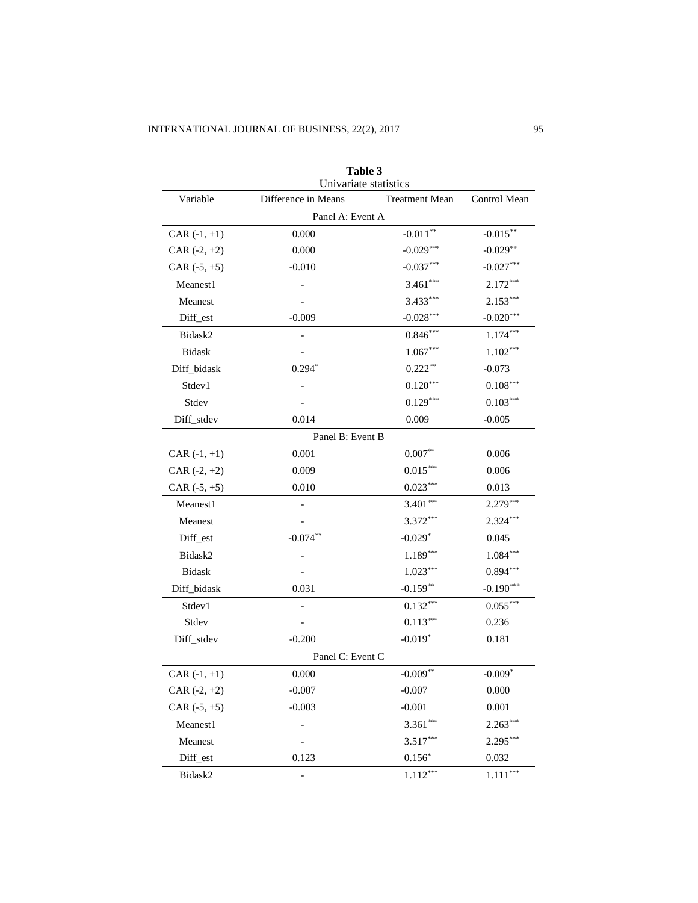**Table 3**
Univariate statistics

| Variable | Difference in Means | Treatment Mean | Control Mean |
|---|---|---|---|
| Panel A: Event A | | | |
| CAR (-1, +1) | 0.000 | -0.011** | -0.015** |
| CAR (-2, +2) | 0.000 | -0.029*** | -0.029** |
| CAR (-5, +5) | -0.010 | -0.037*** | -0.027*** |
| Meanest1 | - | 3.461*** | 2.172*** |
| Meanest | - | 3.433*** | 2.153*** |
| Diff_est | -0.009 | -0.028*** | -0.020*** |
| Bidask2 | - | 0.846*** | 1.174*** |
| Bidask | - | 1.067*** | 1.102*** |
| Diff_bidask | 0.294* | 0.222** | -0.073 |
| Stdev1 | - | 0.120*** | 0.108*** |
| Stdev | - | 0.129*** | 0.103*** |
| Diff_stdev | 0.014 | 0.009 | -0.005 |
| Panel B: Event B | | | |
| CAR (-1, +1) | 0.001 | 0.007** | 0.006 |
| CAR (-2, +2) | 0.009 | 0.015*** | 0.006 |
| CAR (-5, +5) | 0.010 | 0.023*** | 0.013 |
| Meanest1 | - | 3.401*** | 2.279*** |
| Meanest | - | 3.372*** | 2.324*** |
| Diff_est | -0.074** | -0.029* | 0.045 |
| Bidask2 | - | 1.189*** | 1.084*** |
| Bidask | - | 1.023*** | 0.894*** |
| Diff_bidask | 0.031 | -0.159** | -0.190*** |
| Stdev1 | - | 0.132*** | 0.055*** |
| Stdev | - | 0.113*** | 0.236 |
| Diff_stdev | -0.200 | -0.019* | 0.181 |
| Panel C: Event C | | | |
| CAR (-1, +1) | 0.000 | -0.009** | -0.009* |
| CAR (-2, +2) | -0.007 | -0.007 | 0.000 |
| CAR (-5, +5) | -0.003 | -0.001 | 0.001 |
| Meanest1 | - | 3.361*** | 2.263*** |
| Meanest | - | 3.517*** | 2.295*** |
| Diff_est | 0.123 | 0.156* | 0.032 |
| Bidask2 | - | 1.112*** | 1.111*** |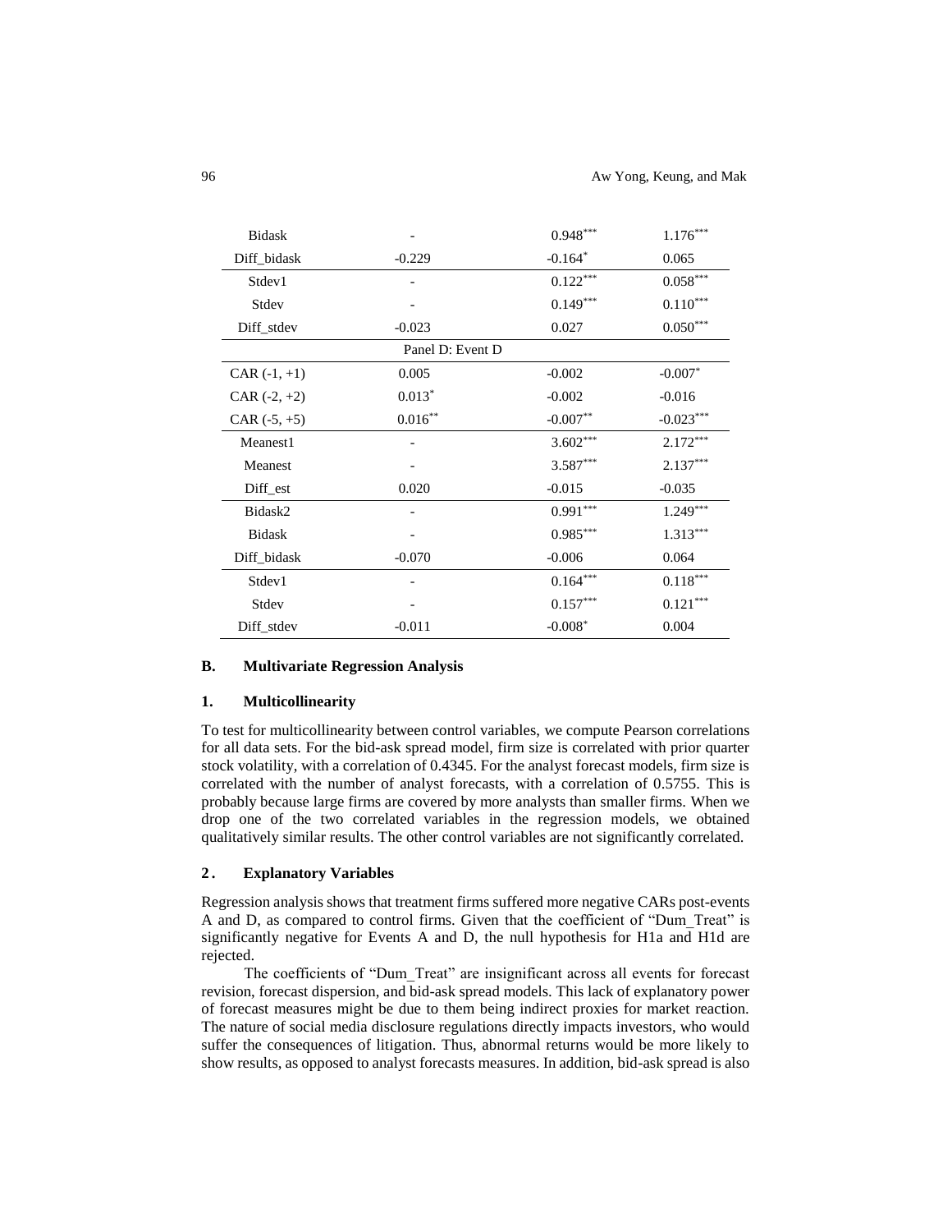| | | | |
|---|---|---|---|
| Bidask | - | 0.948*** | 1.176*** |
| Diff_bidask | -0.229 | -0.164* | 0.065 |
| Stdev1 | - | 0.122*** | 0.058*** |
| Stdev | - | 0.149*** | 0.110*** |
| Diff_stdev | -0.023 | 0.027 | 0.050*** |
| Panel D: Event D | | | |
| CAR (-1, +1) | 0.005 | -0.002 | -0.007* |
| CAR (-2, +2) | 0.013* | -0.002 | -0.016 |
| CAR (-5, +5) | 0.016** | -0.007** | -0.023*** |
| Meanest1 | - | 3.602*** | 2.172*** |
| Meanest | - | 3.587*** | 2.137*** |
| Diff_est | 0.020 | -0.015 | -0.035 |
| Bidask2 | - | 0.991*** | 1.249*** |
| Bidask | - | 0.985*** | 1.313*** |
| Diff_bidask | -0.070 | -0.006 | 0.064 |
| Stdev1 | - | 0.164*** | 0.118*** |
| Stdev | - | 0.157*** | 0.121*** |
| Diff_stdev | -0.011 | -0.008* | 0.004 |

## B. Multivariate Regression Analysis

### 1. Multicollinearity

To test for multicollinearity between control variables, we compute Pearson correlations for all data sets. For the bid-ask spread model, firm size is correlated with prior quarter stock volatility, with a correlation of 0.4345. For the analyst forecast models, firm size is correlated with the number of analyst forecasts, with a correlation of 0.5755. This is probably because large firms are covered by more analysts than smaller firms. When we drop one of the two correlated variables in the regression models, we obtained qualitatively similar results. The other control variables are not significantly correlated.

### 2. Explanatory Variables

Regression analysis shows that treatment firms suffered more negative CARs post-events A and D, as compared to control firms. Given that the coefficient of "Dum_Treat" is significantly negative for Events A and D, the null hypothesis for H1a and H1d are rejected.

The coefficients of "Dum_Treat" are insignificant across all events for forecast revision, forecast dispersion, and bid-ask spread models. This lack of explanatory power of forecast measures might be due to them being indirect proxies for market reaction. The nature of social media disclosure regulations directly impacts investors, who would suffer the consequences of litigation. Thus, abnormal returns would be more likely to show results, as opposed to analyst forecasts measures. In addition, bid-ask spread is also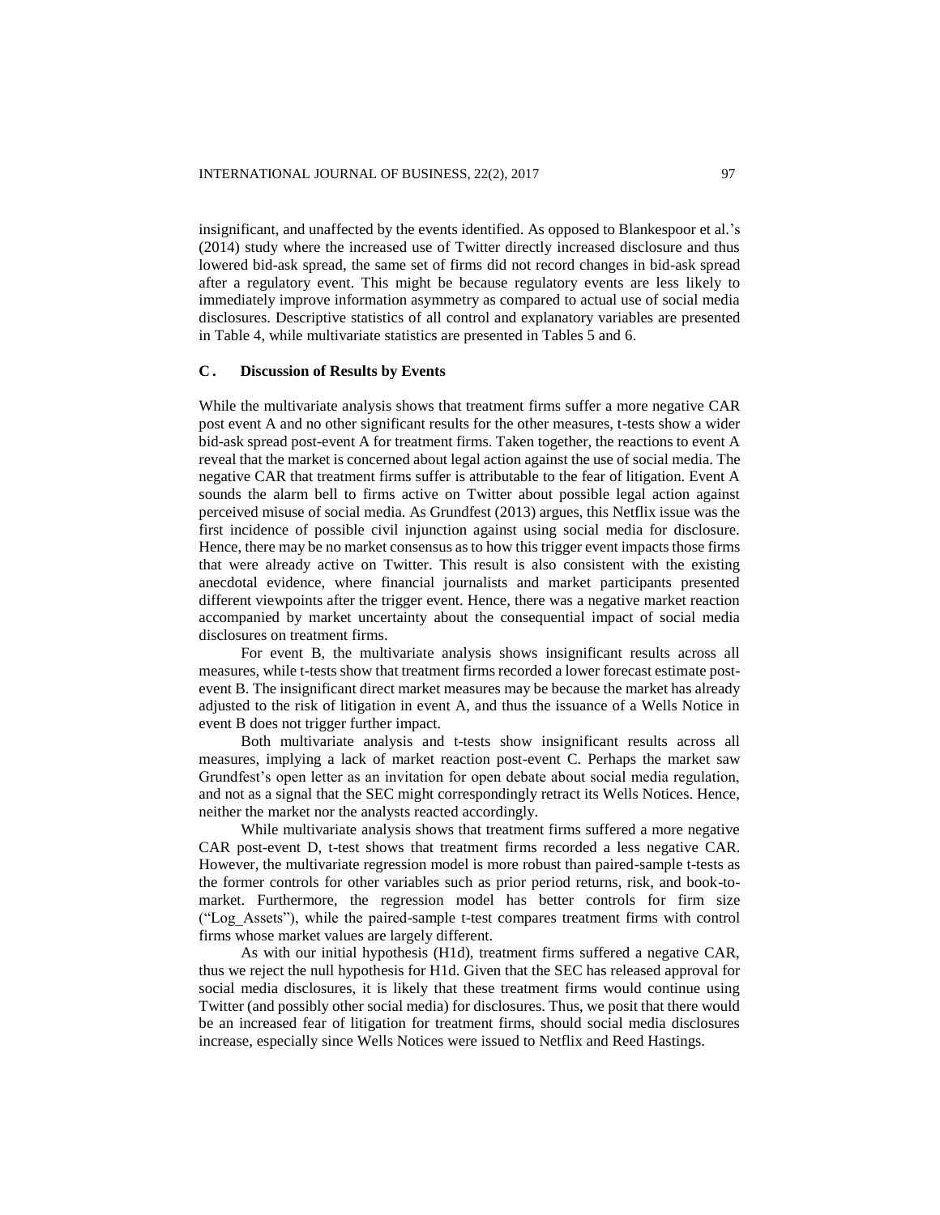insignificant, and unaffected by the events identified. As opposed to Blankespoor et al.'s (2014) study where the increased use of Twitter directly increased disclosure and thus lowered bid-ask spread, the same set of firms did not record changes in bid-ask spread after a regulatory event. This might be because regulatory events are less likely to immediately improve information asymmetry as compared to actual use of social media disclosures. Descriptive statistics of all control and explanatory variables are presented in Table 4, while multivariate statistics are presented in Tables 5 and 6.

### C. Discussion of Results by Events

While the multivariate analysis shows that treatment firms suffer a more negative CAR post event A and no other significant results for the other measures, t-tests show a wider bid-ask spread post-event A for treatment firms. Taken together, the reactions to event A reveal that the market is concerned about legal action against the use of social media. The negative CAR that treatment firms suffer is attributable to the fear of litigation. Event A sounds the alarm bell to firms active on Twitter about possible legal action against perceived misuse of social media. As Grundfest (2013) argues, this Netflix issue was the first incidence of possible civil injunction against using social media for disclosure. Hence, there may be no market consensus as to how this trigger event impacts those firms that were already active on Twitter. This result is also consistent with the existing anecdotal evidence, where financial journalists and market participants presented different viewpoints after the trigger event. Hence, there was a negative market reaction accompanied by market uncertainty about the consequential impact of social media disclosures on treatment firms.

For event B, the multivariate analysis shows insignificant results across all measures, while t-tests show that treatment firms recorded a lower forecast estimate post-event B. The insignificant direct market measures may be because the market has already adjusted to the risk of litigation in event A, and thus the issuance of a Wells Notice in event B does not trigger further impact.

Both multivariate analysis and t-tests show insignificant results across all measures, implying a lack of market reaction post-event C. Perhaps the market saw Grundfest's open letter as an invitation for open debate about social media regulation, and not as a signal that the SEC might correspondingly retract its Wells Notices. Hence, neither the market nor the analysts reacted accordingly.

While multivariate analysis shows that treatment firms suffered a more negative CAR post-event D, t-test shows that treatment firms recorded a less negative CAR. However, the multivariate regression model is more robust than paired-sample t-tests as the former controls for other variables such as prior period returns, risk, and book-to-market. Furthermore, the regression model has better controls for firm size ("Log_Assets"), while the paired-sample t-test compares treatment firms with control firms whose market values are largely different.

As with our initial hypothesis (H1d), treatment firms suffered a negative CAR, thus we reject the null hypothesis for H1d. Given that the SEC has released approval for social media disclosures, it is likely that these treatment firms would continue using Twitter (and possibly other social media) for disclosures. Thus, we posit that there would be an increased fear of litigation for treatment firms, should social media disclosures increase, especially since Wells Notices were issued to Netflix and Reed Hastings.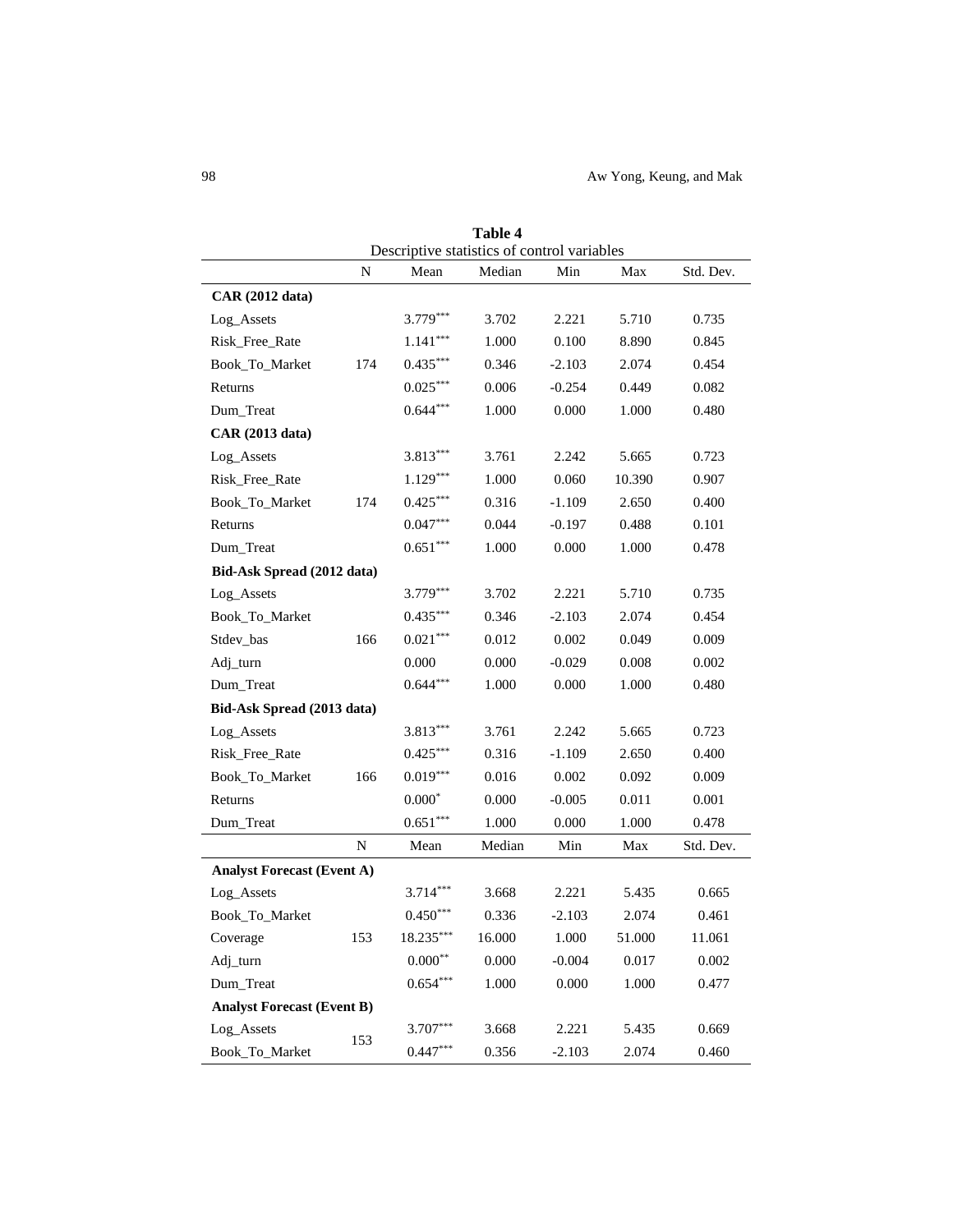**Table 4**
Descriptive statistics of control variables

| | N | Mean | Median | Min | Max | Std. Dev. |
|---|---|---|---|---|---|---|
| **CAR (2012 data)** | | | | | | |
| Log_Assets | | $3.779^{***}$ | 3.702 | 2.221 | 5.710 | 0.735 |
| Risk_Free_Rate | | $1.141^{***}$ | 1.000 | 0.100 | 8.890 | 0.845 |
| Book_To_Market | 174 | $0.435^{***}$ | 0.346 | -2.103 | 2.074 | 0.454 |
| Returns | | $0.025^{***}$ | 0.006 | -0.254 | 0.449 | 0.082 |
| Dum_Treat | | $0.644^{***}$ | 1.000 | 0.000 | 1.000 | 0.480 |
| **CAR (2013 data)** | | | | | | |
| Log_Assets | | $3.813^{***}$ | 3.761 | 2.242 | 5.665 | 0.723 |
| Risk_Free_Rate | | $1.129^{***}$ | 1.000 | 0.060 | 10.390 | 0.907 |
| Book_To_Market | 174 | $0.425^{***}$ | 0.316 | -1.109 | 2.650 | 0.400 |
| Returns | | $0.047^{***}$ | 0.044 | -0.197 | 0.488 | 0.101 |
| Dum_Treat | | $0.651^{***}$ | 1.000 | 0.000 | 1.000 | 0.478 |
| **Bid-Ask Spread (2012 data)** | | | | | | |
| Log_Assets | | $3.779^{***}$ | 3.702 | 2.221 | 5.710 | 0.735 |
| Book_To_Market | | $0.435^{***}$ | 0.346 | -2.103 | 2.074 | 0.454 |
| Stdev_bas | 166 | $0.021^{***}$ | 0.012 | 0.002 | 0.049 | 0.009 |
| Adj_turn | | 0.000 | 0.000 | -0.029 | 0.008 | 0.002 |
| Dum_Treat | | $0.644^{***}$ | 1.000 | 0.000 | 1.000 | 0.480 |
| **Bid-Ask Spread (2013 data)** | | | | | | |
| Log_Assets | | $3.813^{***}$ | 3.761 | 2.242 | 5.665 | 0.723 |
| Risk_Free_Rate | | $0.425^{***}$ | 0.316 | -1.109 | 2.650 | 0.400 |
| Book_To_Market | 166 | $0.019^{***}$ | 0.016 | 0.002 | 0.092 | 0.009 |
| Returns | | $0.000^{*}$ | 0.000 | -0.005 | 0.011 | 0.001 |
| Dum_Treat | | $0.651^{***}$ | 1.000 | 0.000 | 1.000 | 0.478 |
| | **N** | **Mean** | **Median** | **Min** | **Max** | **Std. Dev.** |
| **Analyst Forecast (Event A)** | | | | | | |
| Log_Assets | | $3.714^{***}$ | 3.668 | 2.221 | 5.435 | 0.665 |
| Book_To_Market | | $0.450^{***}$ | 0.336 | -2.103 | 2.074 | 0.461 |
| Coverage | 153 | $18.235^{***}$ | 16.000 | 1.000 | 51.000 | 11.061 |
| Adj_turn | | $0.000^{**}$ | 0.000 | -0.004 | 0.017 | 0.002 |
| Dum_Treat | | $0.654^{***}$ | 1.000 | 0.000 | 1.000 | 0.477 |
| **Analyst Forecast (Event B)** | | | | | | |
| Log_Assets | 153 | $3.707^{***}$ | 3.668 | 2.221 | 5.435 | 0.669 |
| Book_To_Market | | $0.447^{***}$ | 0.356 | -2.103 | 2.074 | 0.460 |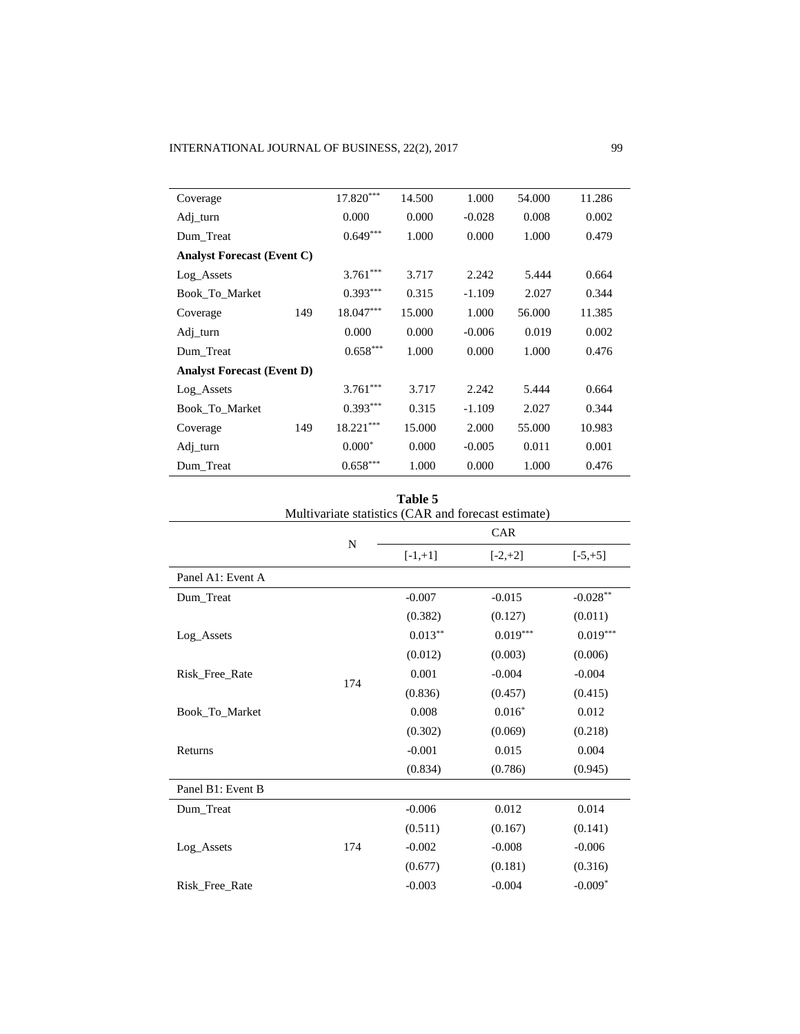| | N | Mean | Median | Min | Max | Std. Dev. |
|---|---|---|---|---|---|---|
| Coverage | | 17.820*** | 14.500 | 1.000 | 54.000 | 11.286 |
| Adj_turn | | 0.000 | 0.000 | -0.028 | 0.008 | 0.002 |
| Dum_Treat | | 0.649*** | 1.000 | 0.000 | 1.000 | 0.479 |
| **Analyst Forecast (Event C)** | | | | | | |
| Log_Assets | | 3.761*** | 3.717 | 2.242 | 5.444 | 0.664 |
| Book_To_Market | | 0.393*** | 0.315 | -1.109 | 2.027 | 0.344 |
| Coverage | 149 | 18.047*** | 15.000 | 1.000 | 56.000 | 11.385 |
| Adj_turn | | 0.000 | 0.000 | -0.006 | 0.019 | 0.002 |
| Dum_Treat | | 0.658*** | 1.000 | 0.000 | 1.000 | 0.476 |
| **Analyst Forecast (Event D)** | | | | | | |
| Log_Assets | | 3.761*** | 3.717 | 2.242 | 5.444 | 0.664 |
| Book_To_Market | | 0.393*** | 0.315 | -1.109 | 2.027 | 0.344 |
| Coverage | 149 | 18.221*** | 15.000 | 2.000 | 55.000 | 10.983 |
| Adj_turn | | 0.000* | 0.000 | -0.005 | 0.011 | 0.001 |
| Dum_Treat | | 0.658*** | 1.000 | 0.000 | 1.000 | 0.476 |

**Table 5**
Multivariate statistics (CAR and forecast estimate)

| | N | CAR | | |
|---|---|---|---|---|
| | | [-1,+1] | [-2,+2] | [-5,+5] |
| Panel A1: Event A | | | | |
| Dum_Treat | 174 | -0.007 | -0.015 | -0.028** |
| | | (0.382) | (0.127) | (0.011) |
| Log_Assets | | 0.013** | 0.019*** | 0.019*** |
| | | (0.012) | (0.003) | (0.006) |
| Risk_Free_Rate | | 0.001 | -0.004 | -0.004 |
| | | (0.836) | (0.457) | (0.415) |
| Book_To_Market | | 0.008 | 0.016* | 0.012 |
| | | (0.302) | (0.069) | (0.218) |
| Returns | | -0.001 | 0.015 | 0.004 |
| | | (0.834) | (0.786) | (0.945) |
| Panel B1: Event B | | | | |
| Dum_Treat | 174 | -0.006 | 0.012 | 0.014 |
| | | (0.511) | (0.167) | (0.141) |
| Log_Assets | | -0.002 | -0.008 | -0.006 |
| | | (0.677) | (0.181) | (0.316) |
| Risk_Free_Rate | | -0.003 | -0.004 | -0.009* |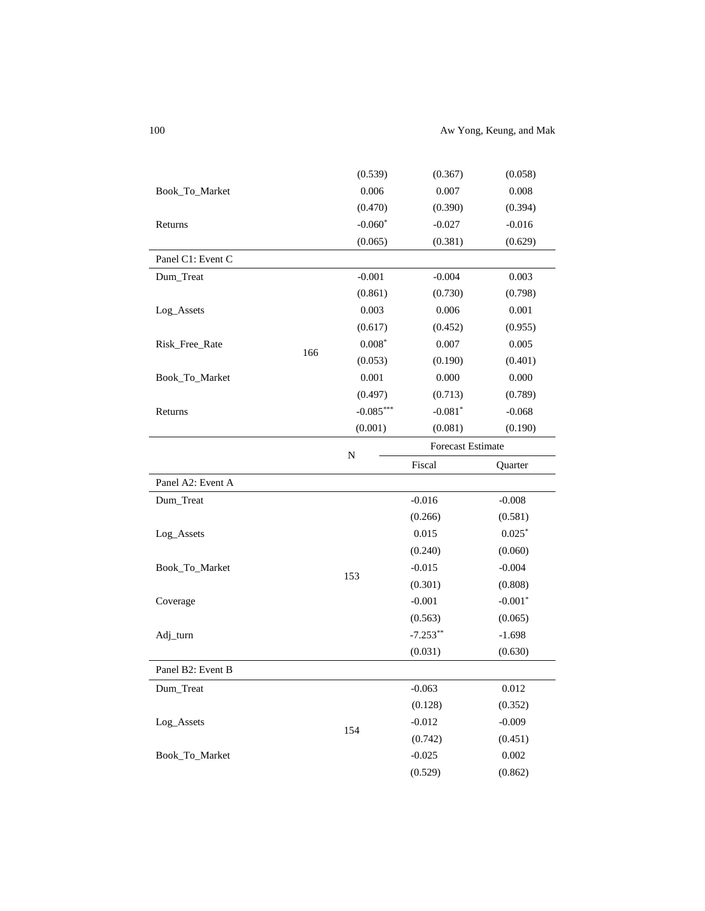| | N | | | |
|---|---|---|---|---|
| | | (0.539) | (0.367) | (0.058) |
| Book_To_Market | | 0.006 | 0.007 | 0.008 |
| | | (0.470) | (0.390) | (0.394) |
| Returns | | -0.060* | -0.027 | -0.016 |
| | | (0.065) | (0.381) | (0.629) |
| Panel C1: Event C | | | | |
| Dum_Treat | 166 | -0.001 | -0.004 | 0.003 |
| | | (0.861) | (0.730) | (0.798) |
| Log_Assets | | 0.003 | 0.006 | 0.001 |
| | | (0.617) | (0.452) | (0.955) |
| Risk_Free_Rate | | 0.008* | 0.007 | 0.005 |
| | | (0.053) | (0.190) | (0.401) |
| Book_To_Market | | 0.001 | 0.000 | 0.000 |
| | | (0.497) | (0.713) | (0.789) |
| Returns | | -0.085*** | -0.081* | -0.068 |
| | | (0.001) | (0.081) | (0.190) |

| | N | Forecast Estimate | |
|---|---|---|---|
| | | Fiscal | Quarter |
| Panel A2: Event A | | | |
| Dum_Treat | 153 | -0.016 | -0.008 |
| | | (0.266) | (0.581) |
| Log_Assets | | 0.015 | 0.025* |
| | | (0.240) | (0.060) |
| Book_To_Market | | -0.015 | -0.004 |
| | | (0.301) | (0.808) |
| Coverage | | -0.001 | -0.001* |
| | | (0.563) | (0.065) |
| Adj_turn | | -7.253** | -1.698 |
| | | (0.031) | (0.630) |
| Panel B2: Event B | | | |
| Dum_Treat | 154 | -0.063 | 0.012 |
| | | (0.128) | (0.352) |
| Log_Assets | | -0.012 | -0.009 |
| | | (0.742) | (0.451) |
| Book_To_Market | | -0.025 | 0.002 |
| | | (0.529) | (0.862) |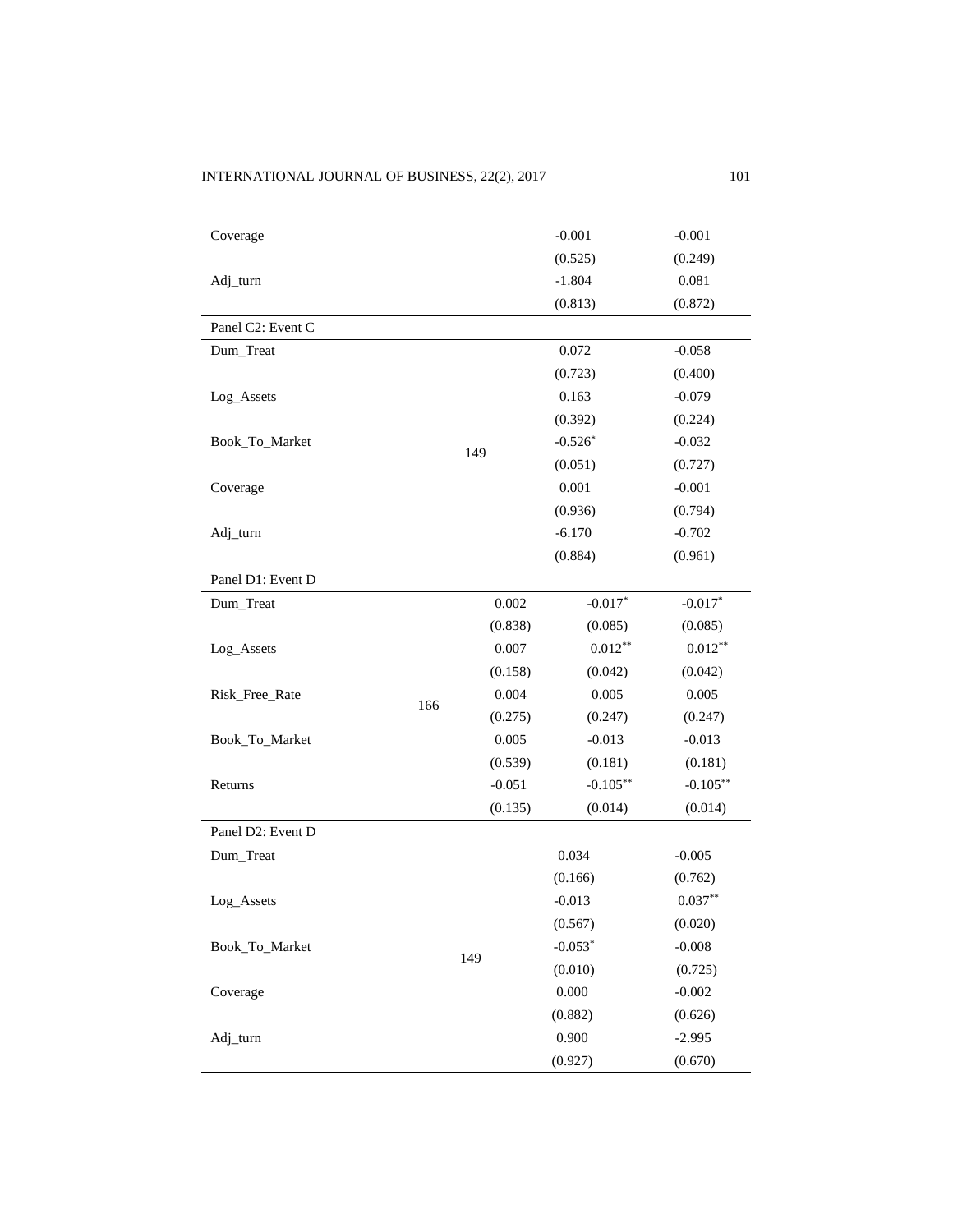| | | | | |
|---|---|---|---|---|
| Coverage | | | -0.001 | -0.001 |
| | | | (0.525) | (0.249) |
| Adj_turn | | | -1.804 | 0.081 |
| | | | (0.813) | (0.872) |
| Panel C2: Event C | | | | |
| Dum_Treat | 149 | | 0.072 | -0.058 |
| | | | (0.723) | (0.400) |
| Log_Assets | | | 0.163 | -0.079 |
| | | | (0.392) | (0.224) |
| Book_To_Market | | | -0.526$^{*}$ | -0.032 |
| | | | (0.051) | (0.727) |
| Coverage | | | 0.001 | -0.001 |
| | | | (0.936) | (0.794) |
| Adj_turn | | | -6.170 | -0.702 |
| | | | (0.884) | (0.961) |
| Panel D1: Event D | | | | |
| Dum_Treat | 166 | 0.002 | -0.017$^{*}$ | -0.017$^{*}$ |
| | | (0.838) | (0.085) | (0.085) |
| Log_Assets | | 0.007 | 0.012$^{**}$ | 0.012$^{**}$ |
| | | (0.158) | (0.042) | (0.042) |
| Risk_Free_Rate | | 0.004 | 0.005 | 0.005 |
| | | (0.275) | (0.247) | (0.247) |
| Book_To_Market | | 0.005 | -0.013 | -0.013 |
| | | (0.539) | (0.181) | (0.181) |
| Returns | | -0.051 | -0.105$^{**}$ | -0.105$^{**}$ |
| | | (0.135) | (0.014) | (0.014) |
| Panel D2: Event D | | | | |
| Dum_Treat | 149 | | 0.034 | -0.005 |
| | | | (0.166) | (0.762) |
| Log_Assets | | | -0.013 | 0.037$^{**}$ |
| | | | (0.567) | (0.020) |
| Book_To_Market | | | -0.053$^{*}$ | -0.008 |
| | | | (0.010) | (0.725) |
| Coverage | | | 0.000 | -0.002 |
| | | | (0.882) | (0.626) |
| Adj_turn | | | 0.900 | -2.995 |
| | | | (0.927) | (0.670) |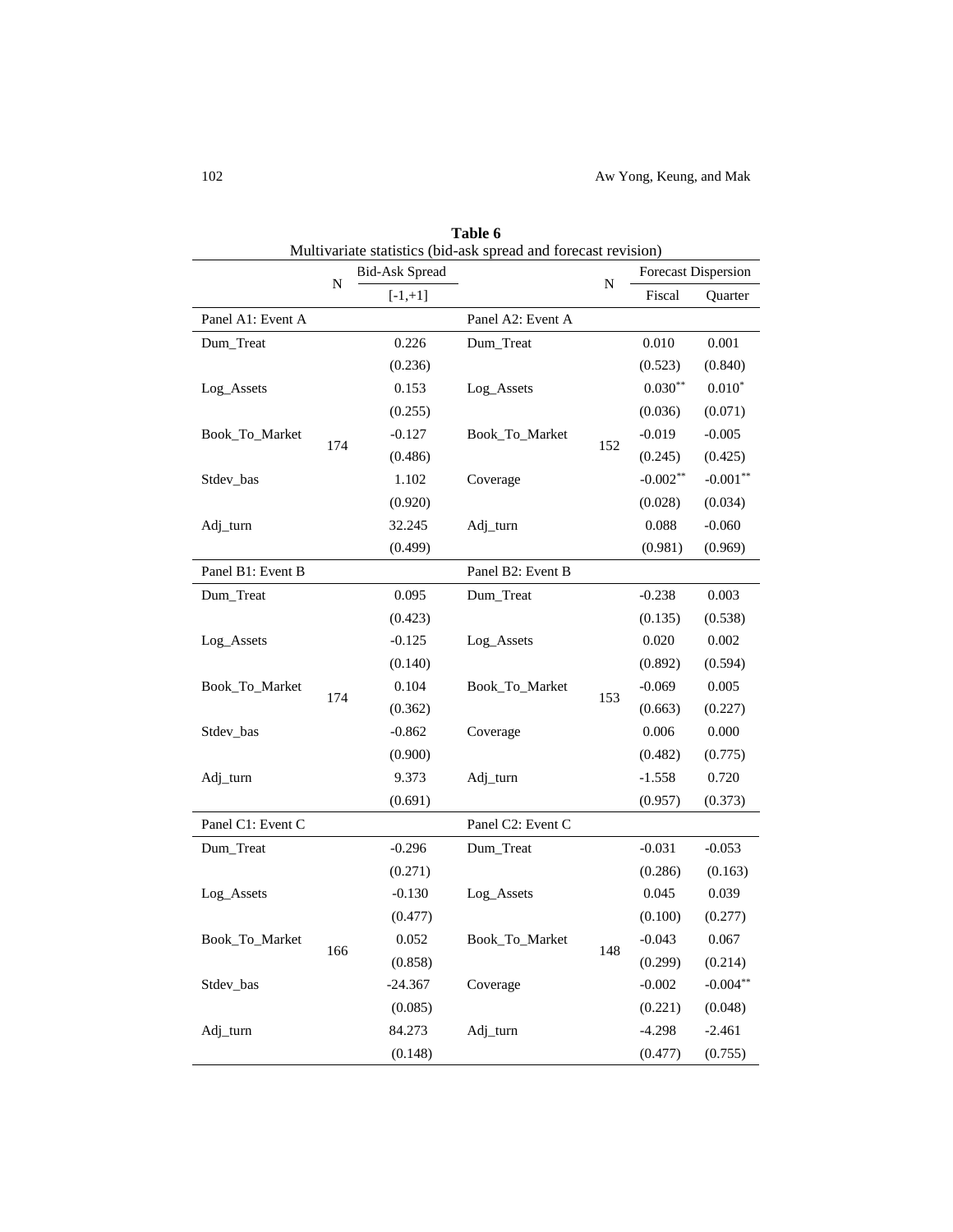**Table 6**
Multivariate statistics (bid-ask spread and forecast revision)

| | N | Bid-Ask Spread | | N | Forecast Dispersion | |
|---|---|---|---|---|---|---|
| | | [-1,+1] | | | Fiscal | Quarter |
| Panel A1: Event A | | | Panel A2: Event A | | | |
| Dum_Treat | 174 | 0.226 | Dum_Treat | 152 | 0.010 | 0.001 |
| | | (0.236) | | | (0.523) | (0.840) |
| Log_Assets | | 0.153 | Log_Assets | | $0.030^{**}$ | $0.010^{*}$ |
| | | (0.255) | | | (0.036) | (0.071) |
| Book_To_Market | | -0.127 | Book_To_Market | | -0.019 | -0.005 |
| | | (0.486) | | | (0.245) | (0.425) |
| Stdev_bas | | 1.102 | Coverage | | $-0.002^{**}$ | $-0.001^{**}$ |
| | | (0.920) | | | (0.028) | (0.034) |
| Adj_turn | | 32.245 | Adj_turn | | 0.088 | -0.060 |
| | | (0.499) | | | (0.981) | (0.969) |
| Panel B1: Event B | | | Panel B2: Event B | | | |
| Dum_Treat | 174 | 0.095 | Dum_Treat | 153 | -0.238 | 0.003 |
| | | (0.423) | | | (0.135) | (0.538) |
| Log_Assets | | -0.125 | Log_Assets | | 0.020 | 0.002 |
| | | (0.140) | | | (0.892) | (0.594) |
| Book_To_Market | | 0.104 | Book_To_Market | | -0.069 | 0.005 |
| | | (0.362) | | | (0.663) | (0.227) |
| Stdev_bas | | -0.862 | Coverage | | 0.006 | 0.000 |
| | | (0.900) | | | (0.482) | (0.775) |
| Adj_turn | | 9.373 | Adj_turn | | -1.558 | 0.720 |
| | | (0.691) | | | (0.957) | (0.373) |
| Panel C1: Event C | | | Panel C2: Event C | | | |
| Dum_Treat | 166 | -0.296 | Dum_Treat | 148 | -0.031 | -0.053 |
| | | (0.271) | | | (0.286) | (0.163) |
| Log_Assets | | -0.130 | Log_Assets | | 0.045 | 0.039 |
| | | (0.477) | | | (0.100) | (0.277) |
| Book_To_Market | | 0.052 | Book_To_Market | | -0.043 | 0.067 |
| | | (0.858) | | | (0.299) | (0.214) |
| Stdev_bas | | -24.367 | Coverage | | -0.002 | $-0.004^{**}$ |
| | | (0.085) | | | (0.221) | (0.048) |
| Adj_turn | | 84.273 | Adj_turn | | -4.298 | -2.461 |
| | | (0.148) | | | (0.477) | (0.755) |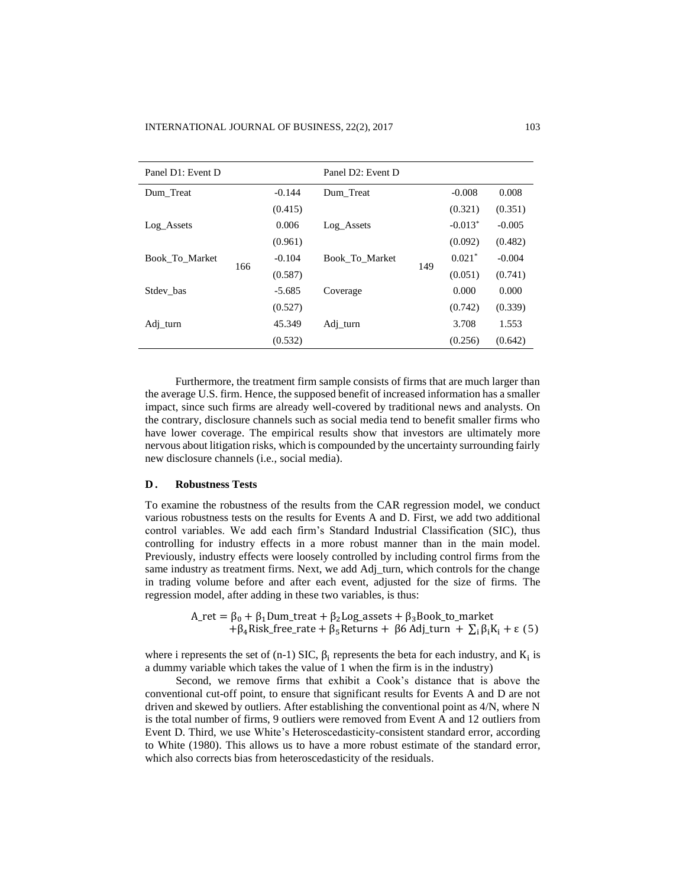| Panel D1: Event D | | | Panel D2: Event D | | | |
|---|---|---|---|---|---|---|
| Dum_Treat | | -0.144 | Dum_Treat | | -0.008 | 0.008 |
| | | (0.415) | | | (0.321) | (0.351) |
| Log_Assets | | 0.006 | Log_Assets | | -0.013* | -0.005 |
| | | (0.961) | | | (0.092) | (0.482) |
| Book_To_Market | 166 | -0.104 | Book_To_Market | 149 | 0.021* | -0.004 |
| | | (0.587) | | | (0.051) | (0.741) |
| Stdev_bas | | -5.685 | Coverage | | 0.000 | 0.000 |
| | | (0.527) | | | (0.742) | (0.339) |
| Adj_turn | | 45.349 | Adj_turn | | 3.708 | 1.553 |
| | | (0.532) | | | (0.256) | (0.642) |

Furthermore, the treatment firm sample consists of firms that are much larger than the average U.S. firm. Hence, the supposed benefit of increased information has a smaller impact, since such firms are already well-covered by traditional news and analysts. On the contrary, disclosure channels such as social media tend to benefit smaller firms who have lower coverage. The empirical results show that investors are ultimately more nervous about litigation risks, which is compounded by the uncertainty surrounding fairly new disclosure channels (i.e., social media).

### D. Robustness Tests

To examine the robustness of the results from the CAR regression model, we conduct various robustness tests on the results for Events A and D. First, we add two additional control variables. We add each firm's Standard Industrial Classification (SIC), thus controlling for industry effects in a more robust manner than in the main model. Previously, industry effects were loosely controlled by including control firms from the same industry as treatment firms. Next, we add Adj_turn, which controls for the change in trading volume before and after each event, adjusted for the size of firms. The regression model, after adding in these two variables, is thus:

$$\text{A\_ret} = \beta_0 + \beta_1 \text{Dum\_treat} + \beta_2 \text{Log\_assets} + \beta_3 \text{Book\_to\_market} + \beta_4 \text{Risk\_free\_rate} + \beta_5 \text{Returns} + \beta 6 \text{ Adj\_turn} + \textstyle\sum_i \beta_i K_i + \varepsilon \quad (5)$$

where i represents the set of (n-1) SIC, $\beta_i$ represents the beta for each industry, and $K_i$ is a dummy variable which takes the value of 1 when the firm is in the industry)

Second, we remove firms that exhibit a Cook's distance that is above the conventional cut-off point, to ensure that significant results for Events A and D are not driven and skewed by outliers. After establishing the conventional point as 4/N, where N is the total number of firms, 9 outliers were removed from Event A and 12 outliers from Event D. Third, we use White's Heteroscedasticity-consistent standard error, according to White (1980). This allows us to have a more robust estimate of the standard error, which also corrects bias from heteroscedasticity of the residuals.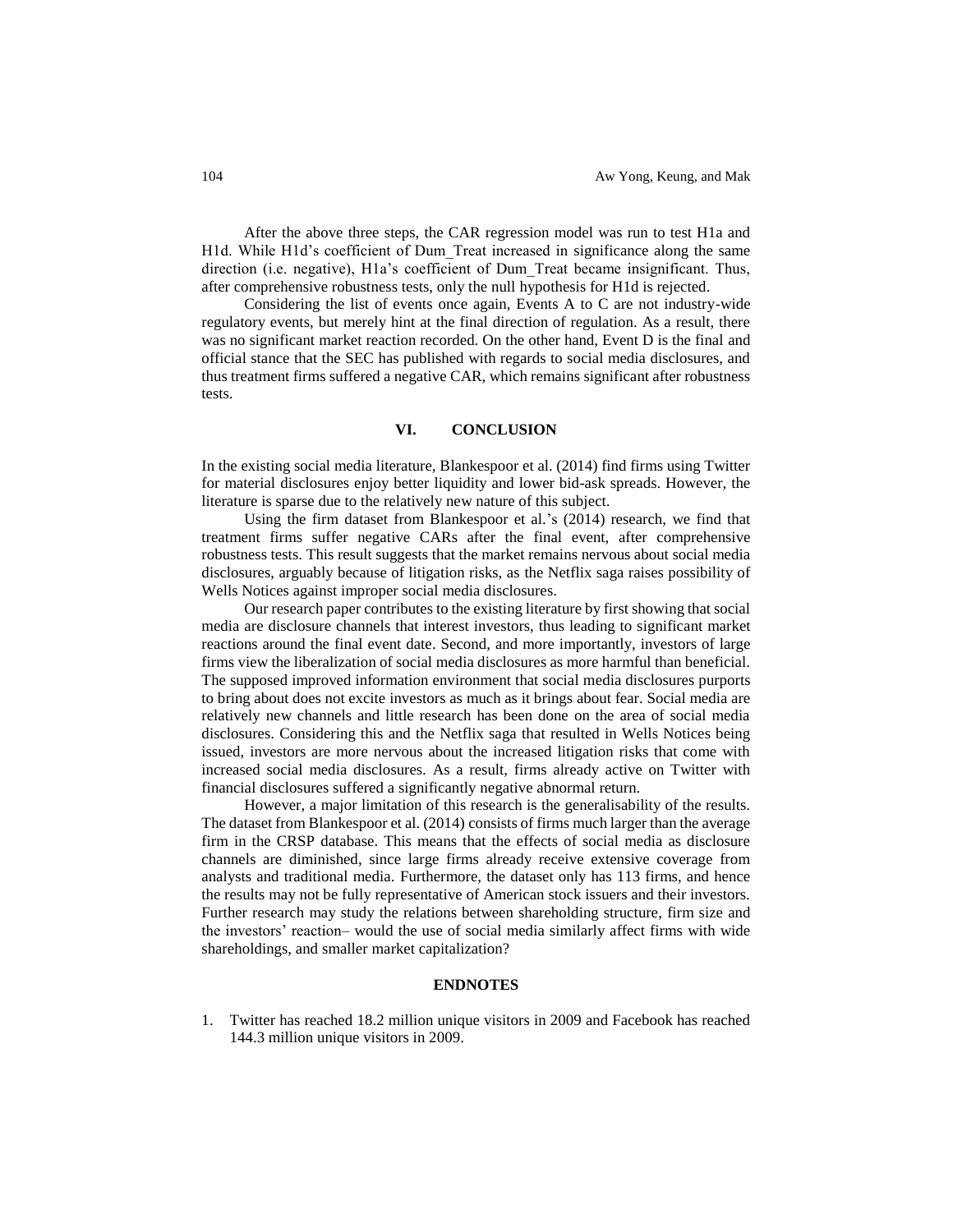After the above three steps, the CAR regression model was run to test H1a and H1d. While H1d's coefficient of Dum_Treat increased in significance along the same direction (i.e. negative), H1a's coefficient of Dum_Treat became insignificant. Thus, after comprehensive robustness tests, only the null hypothesis for H1d is rejected.

Considering the list of events once again, Events A to C are not industry-wide regulatory events, but merely hint at the final direction of regulation. As a result, there was no significant market reaction recorded. On the other hand, Event D is the final and official stance that the SEC has published with regards to social media disclosures, and thus treatment firms suffered a negative CAR, which remains significant after robustness tests.

## VI. CONCLUSION

In the existing social media literature, Blankespoor et al. (2014) find firms using Twitter for material disclosures enjoy better liquidity and lower bid-ask spreads. However, the literature is sparse due to the relatively new nature of this subject.

Using the firm dataset from Blankespoor et al.'s (2014) research, we find that treatment firms suffer negative CARs after the final event, after comprehensive robustness tests. This result suggests that the market remains nervous about social media disclosures, arguably because of litigation risks, as the Netflix saga raises possibility of Wells Notices against improper social media disclosures.

Our research paper contributes to the existing literature by first showing that social media are disclosure channels that interest investors, thus leading to significant market reactions around the final event date. Second, and more importantly, investors of large firms view the liberalization of social media disclosures as more harmful than beneficial. The supposed improved information environment that social media disclosures purports to bring about does not excite investors as much as it brings about fear. Social media are relatively new channels and little research has been done on the area of social media disclosures. Considering this and the Netflix saga that resulted in Wells Notices being issued, investors are more nervous about the increased litigation risks that come with increased social media disclosures. As a result, firms already active on Twitter with financial disclosures suffered a significantly negative abnormal return.

However, a major limitation of this research is the generalisability of the results. The dataset from Blankespoor et al. (2014) consists of firms much larger than the average firm in the CRSP database. This means that the effects of social media as disclosure channels are diminished, since large firms already receive extensive coverage from analysts and traditional media. Furthermore, the dataset only has 113 firms, and hence the results may not be fully representative of American stock issuers and their investors. Further research may study the relations between shareholding structure, firm size and the investors' reaction– would the use of social media similarly affect firms with wide shareholdings, and smaller market capitalization?

## ENDNOTES

1. Twitter has reached 18.2 million unique visitors in 2009 and Facebook has reached 144.3 million unique visitors in 2009.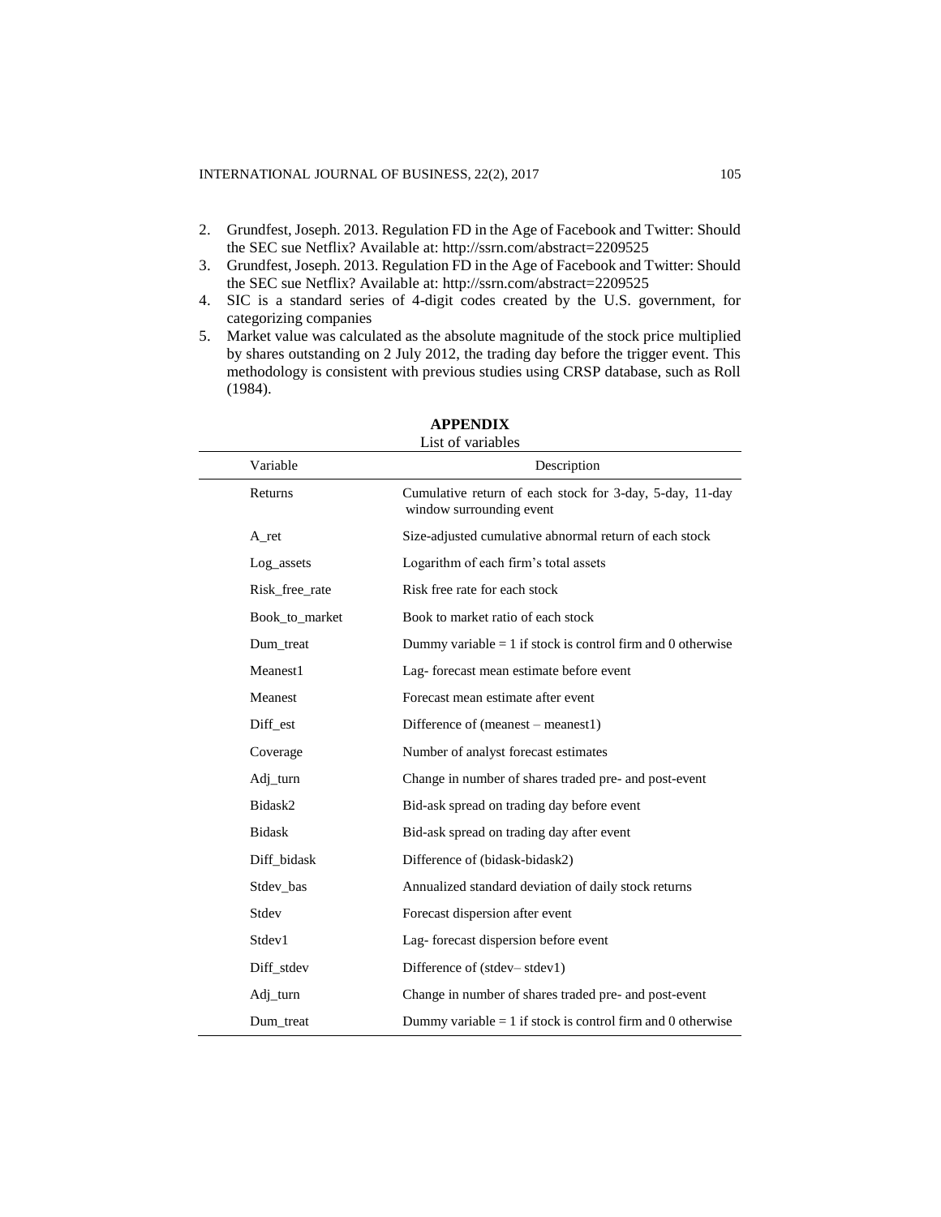2. Grundfest, Joseph. 2013. Regulation FD in the Age of Facebook and Twitter: Should the SEC sue Netflix? Available at: http://ssrn.com/abstract=2209525
3. Grundfest, Joseph. 2013. Regulation FD in the Age of Facebook and Twitter: Should the SEC sue Netflix? Available at: http://ssrn.com/abstract=2209525
4. SIC is a standard series of 4-digit codes created by the U.S. government, for categorizing companies
5. Market value was calculated as the absolute magnitude of the stock price multiplied by shares outstanding on 2 July 2012, the trading day before the trigger event. This methodology is consistent with previous studies using CRSP database, such as Roll (1984).

## APPENDIX

List of variables

| Variable | Description |
|---|---|
| Returns | Cumulative return of each stock for 3-day, 5-day, 11-day window surrounding event |
| A_ret | Size-adjusted cumulative abnormal return of each stock |
| Log_assets | Logarithm of each firm's total assets |
| Risk_free_rate | Risk free rate for each stock |
| Book_to_market | Book to market ratio of each stock |
| Dum_treat | Dummy variable = 1 if stock is control firm and 0 otherwise |
| Meanest1 | Lag- forecast mean estimate before event |
| Meanest | Forecast mean estimate after event |
| Diff_est | Difference of (meanest – meanest1) |
| Coverage | Number of analyst forecast estimates |
| Adj_turn | Change in number of shares traded pre- and post-event |
| Bidask2 | Bid-ask spread on trading day before event |
| Bidask | Bid-ask spread on trading day after event |
| Diff_bidask | Difference of (bidask-bidask2) |
| Stdev_bas | Annualized standard deviation of daily stock returns |
| Stdev | Forecast dispersion after event |
| Stdev1 | Lag- forecast dispersion before event |
| Diff_stdev | Difference of (stdev– stdev1) |
| Adj_turn | Change in number of shares traded pre- and post-event |
| Dum_treat | Dummy variable = 1 if stock is control firm and 0 otherwise |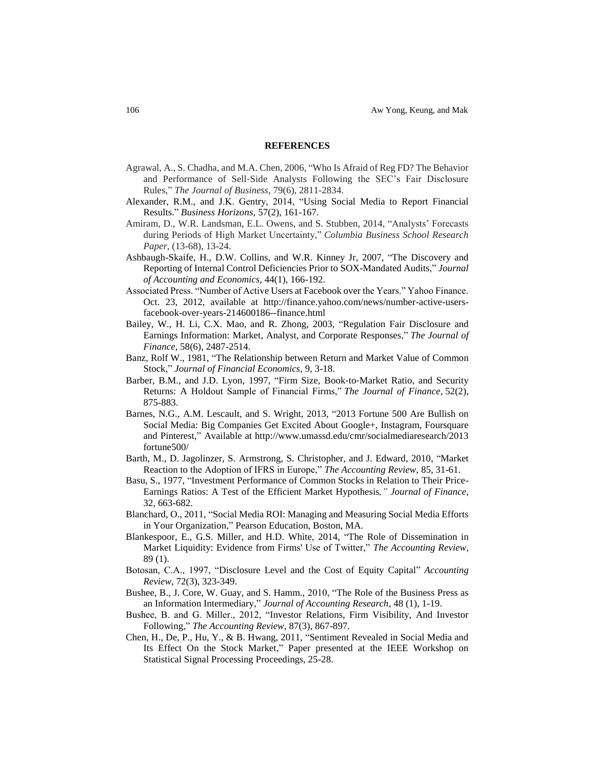## REFERENCES

Agrawal, A., S. Chadha, and M.A. Chen, 2006, "Who Is Afraid of Reg FD? The Behavior and Performance of Sell-Side Analysts Following the SEC's Fair Disclosure Rules," *The Journal of Business*, 79(6), 2811-2834.

Alexander, R.M., and J.K. Gentry, 2014, "Using Social Media to Report Financial Results." *Business Horizons*, 57(2), 161-167.

Amiram, D., W.R. Landsman, E.L. Owens, and S. Stubben, 2014, "Analysts' Forecasts during Periods of High Market Uncertainty," *Columbia Business School Research Paper*, (13-68), 13-24.

Ashbaugh-Skaife, H., D.W. Collins, and W.R. Kinney Jr, 2007, "The Discovery and Reporting of Internal Control Deficiencies Prior to SOX-Mandated Audits," *Journal of Accounting and Economics*, 44(1), 166-192.

Associated Press. "Number of Active Users at Facebook over the Years." Yahoo Finance. Oct. 23, 2012, available at http://finance.yahoo.com/news/number-active-users-facebook-over-years-214600186--finance.html

Bailey, W., H. Li, C.X. Mao, and R. Zhong, 2003, "Regulation Fair Disclosure and Earnings Information: Market, Analyst, and Corporate Responses," *The Journal of Finance*, 58(6), 2487-2514.

Banz, Rolf W., 1981, "The Relationship between Return and Market Value of Common Stock," *Journal of Financial Economics*, 9, 3-18.

Barber, B.M., and J.D. Lyon, 1997, "Firm Size, Book-to-Market Ratio, and Security Returns: A Holdout Sample of Financial Firms," *The Journal of Finance*, 52(2), 875-883.

Barnes, N.G., A.M. Lescault, and S. Wright, 2013, "2013 Fortune 500 Are Bullish on Social Media: Big Companies Get Excited About Google+, Instagram, Foursquare and Pinterest," Available at http://www.umassd.edu/cmr/socialmediaresearch/2013 fortune500/

Barth, M., D. Jagolinzer, S. Armstrong, S. Christopher, and J. Edward, 2010, "Market Reaction to the Adoption of IFRS in Europe," *The Accounting Review*, 85, 31-61.

Basu, S., 1977, "Investment Performance of Common Stocks in Relation to Their Price-Earnings Ratios: A Test of the Efficient Market Hypothesis," *Journal of Finance*, 32, 663-682.

Blanchard, O., 2011, "Social Media ROI: Managing and Measuring Social Media Efforts in Your Organization," Pearson Education, Boston, MA.

Blankespoor, E., G.S. Miller, and H.D. White, 2014, "The Role of Dissemination in Market Liquidity: Evidence from Firms' Use of Twitter," *The Accounting Review*, 89 (1).

Botosan, C.A., 1997, "Disclosure Level and the Cost of Equity Capital" *Accounting Review*, 72(3), 323-349.

Bushee, B., J. Core, W. Guay, and S. Hamm., 2010, "The Role of the Business Press as an Information Intermediary," *Journal of Accounting Research*, 48 (1), 1-19.

Bushee, B. and G. Miller., 2012, "Investor Relations, Firm Visibility, And Investor Following," *The Accounting Review*, 87(3), 867-897.

Chen, H., De, P., Hu, Y., & B. Hwang, 2011, "Sentiment Revealed in Social Media and Its Effect On the Stock Market," Paper presented at the IEEE Workshop on Statistical Signal Processing Proceedings, 25-28.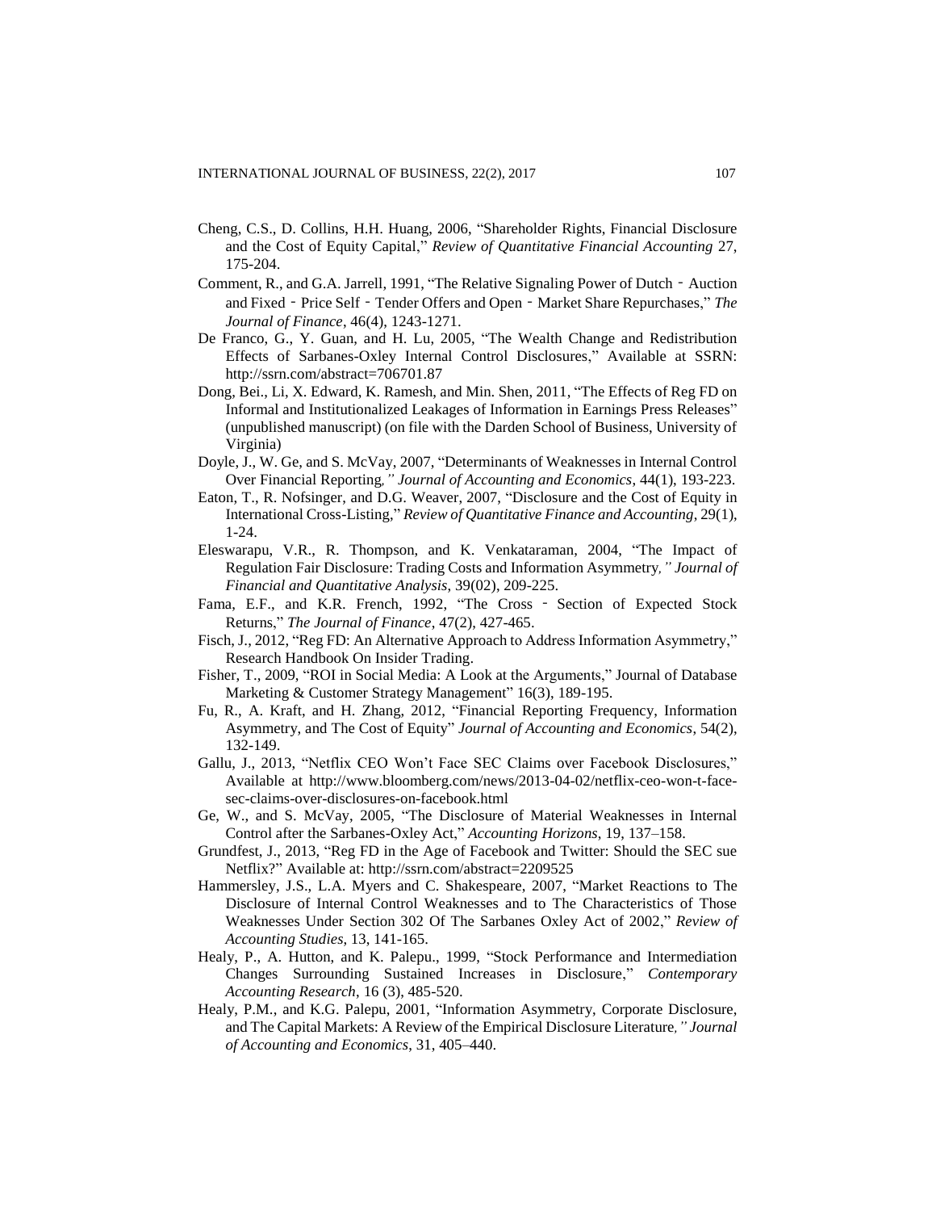Cheng, C.S., D. Collins, H.H. Huang, 2006, "Shareholder Rights, Financial Disclosure and the Cost of Equity Capital," *Review of Quantitative Financial Accounting* 27, 175-204.

Comment, R., and G.A. Jarrell, 1991, "The Relative Signaling Power of Dutch‐Auction and Fixed‐Price Self‐Tender Offers and Open‐Market Share Repurchases," *The Journal of Finance*, 46(4), 1243-1271.

De Franco, G., Y. Guan, and H. Lu, 2005, "The Wealth Change and Redistribution Effects of Sarbanes-Oxley Internal Control Disclosures," Available at SSRN: http://ssrn.com/abstract=706701.87

Dong, Bei., Li, X. Edward, K. Ramesh, and Min. Shen, 2011, "The Effects of Reg FD on Informal and Institutionalized Leakages of Information in Earnings Press Releases" (unpublished manuscript) (on file with the Darden School of Business, University of Virginia)

Doyle, J., W. Ge, and S. McVay, 2007, "Determinants of Weaknesses in Internal Control Over Financial Reporting*," Journal of Accounting and Economics*, 44(1), 193-223.

Eaton, T., R. Nofsinger, and D.G. Weaver, 2007, "Disclosure and the Cost of Equity in International Cross-Listing," *Review of Quantitative Finance and Accounting*, 29(1), 1-24.

Eleswarapu, V.R., R. Thompson, and K. Venkataraman, 2004, "The Impact of Regulation Fair Disclosure: Trading Costs and Information Asymmetry*," Journal of Financial and Quantitative Analysis*, 39(02), 209-225.

Fama, E.F., and K.R. French, 1992, "The Cross‐Section of Expected Stock Returns," *The Journal of Finance*, 47(2), 427-465.

Fisch, J., 2012, "Reg FD: An Alternative Approach to Address Information Asymmetry," Research Handbook On Insider Trading.

Fisher, T., 2009, "ROI in Social Media: A Look at the Arguments," Journal of Database Marketing & Customer Strategy Management" 16(3), 189-195.

Fu, R., A. Kraft, and H. Zhang, 2012, "Financial Reporting Frequency, Information Asymmetry, and The Cost of Equity" *Journal of Accounting and Economics*, 54(2), 132-149.

Gallu, J., 2013, "Netflix CEO Won't Face SEC Claims over Facebook Disclosures," Available at http://www.bloomberg.com/news/2013-04-02/netflix-ceo-won-t-face-sec-claims-over-disclosures-on-facebook.html

Ge, W., and S. McVay, 2005, "The Disclosure of Material Weaknesses in Internal Control after the Sarbanes-Oxley Act," *Accounting Horizons*, 19, 137–158.

Grundfest, J., 2013, "Reg FD in the Age of Facebook and Twitter: Should the SEC sue Netflix?" Available at: http://ssrn.com/abstract=2209525

Hammersley, J.S., L.A. Myers and C. Shakespeare, 2007, "Market Reactions to The Disclosure of Internal Control Weaknesses and to The Characteristics of Those Weaknesses Under Section 302 Of The Sarbanes Oxley Act of 2002," *Review of Accounting Studies*, 13, 141-165.

Healy, P., A. Hutton, and K. Palepu., 1999, "Stock Performance and Intermediation Changes Surrounding Sustained Increases in Disclosure," *Contemporary Accounting Research*, 16 (3), 485-520.

Healy, P.M., and K.G. Palepu, 2001, "Information Asymmetry, Corporate Disclosure, and The Capital Markets: A Review of the Empirical Disclosure Literature*," Journal of Accounting and Economics*, 31, 405–440.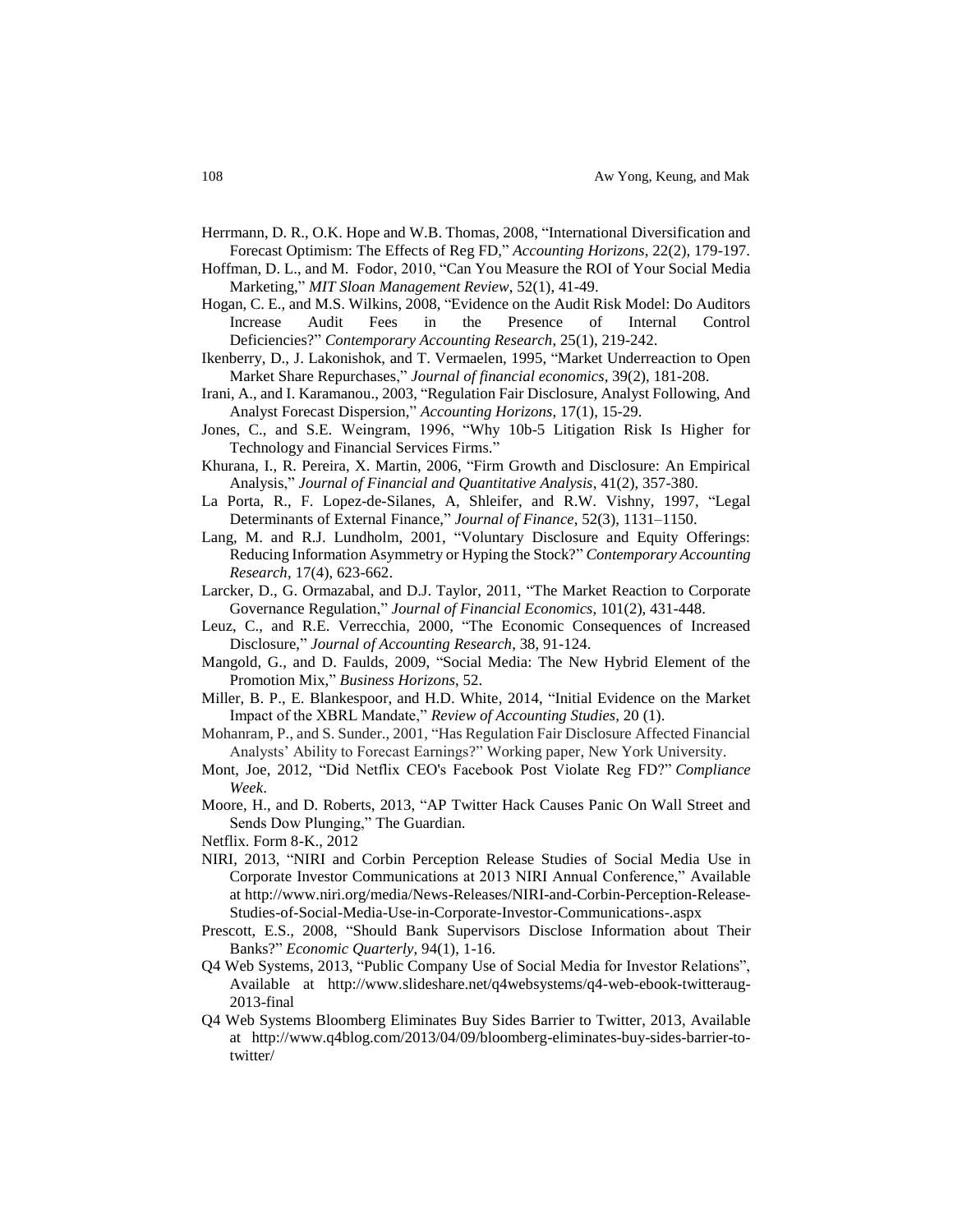Herrmann, D. R., O.K. Hope and W.B. Thomas, 2008, "International Diversification and Forecast Optimism: The Effects of Reg FD," *Accounting Horizons*, 22(2), 179-197.

Hoffman, D. L., and M. Fodor, 2010, "Can You Measure the ROI of Your Social Media Marketing," *MIT Sloan Management Review*, 52(1), 41-49.

Hogan, C. E., and M.S. Wilkins, 2008, "Evidence on the Audit Risk Model: Do Auditors Increase Audit Fees in the Presence of Internal Control Deficiencies?" *Contemporary Accounting Research*, 25(1), 219-242.

Ikenberry, D., J. Lakonishok, and T. Vermaelen, 1995, "Market Underreaction to Open Market Share Repurchases," *Journal of financial economics*, 39(2), 181-208.

Irani, A., and I. Karamanou., 2003, "Regulation Fair Disclosure, Analyst Following, And Analyst Forecast Dispersion," *Accounting Horizons*, 17(1), 15-29.

Jones, C., and S.E. Weingram, 1996, "Why 10b-5 Litigation Risk Is Higher for Technology and Financial Services Firms."

Khurana, I., R. Pereira, X. Martin, 2006, "Firm Growth and Disclosure: An Empirical Analysis," *Journal of Financial and Quantitative Analysis*, 41(2), 357-380.

La Porta, R., F. Lopez-de-Silanes, A, Shleifer, and R.W. Vishny, 1997, "Legal Determinants of External Finance," *Journal of Finance*, 52(3), 1131–1150.

Lang, M. and R.J. Lundholm, 2001, "Voluntary Disclosure and Equity Offerings: Reducing Information Asymmetry or Hyping the Stock?" *Contemporary Accounting Research*, 17(4), 623-662.

Larcker, D., G. Ormazabal, and D.J. Taylor, 2011, "The Market Reaction to Corporate Governance Regulation," *Journal of Financial Economics*, 101(2), 431-448.

Leuz, C., and R.E. Verrecchia, 2000, "The Economic Consequences of Increased Disclosure," *Journal of Accounting Research*, 38, 91-124.

Mangold, G., and D. Faulds, 2009, "Social Media: The New Hybrid Element of the Promotion Mix," *Business Horizons*, 52.

Miller, B. P., E. Blankespoor, and H.D. White, 2014, "Initial Evidence on the Market Impact of the XBRL Mandate," *Review of Accounting Studies*, 20 (1).

Mohanram, P., and S. Sunder., 2001, "Has Regulation Fair Disclosure Affected Financial Analysts' Ability to Forecast Earnings?" Working paper, New York University.

Mont, Joe, 2012, "Did Netflix CEO's Facebook Post Violate Reg FD?" *Compliance Week*.

Moore, H., and D. Roberts, 2013, "AP Twitter Hack Causes Panic On Wall Street and Sends Dow Plunging," The Guardian.

Netflix. Form 8-K., 2012

NIRI, 2013, "NIRI and Corbin Perception Release Studies of Social Media Use in Corporate Investor Communications at 2013 NIRI Annual Conference," Available at http://www.niri.org/media/News-Releases/NIRI-and-Corbin-Perception-Release-Studies-of-Social-Media-Use-in-Corporate-Investor-Communications-.aspx

Prescott, E.S., 2008, "Should Bank Supervisors Disclose Information about Their Banks?" *Economic Quarterly*, 94(1), 1-16.

Q4 Web Systems, 2013, "Public Company Use of Social Media for Investor Relations", Available at http://www.slideshare.net/q4websystems/q4-web-ebook-twitteraug-2013-final

Q4 Web Systems Bloomberg Eliminates Buy Sides Barrier to Twitter, 2013, Available at http://www.q4blog.com/2013/04/09/bloomberg-eliminates-buy-sides-barrier-to-twitter/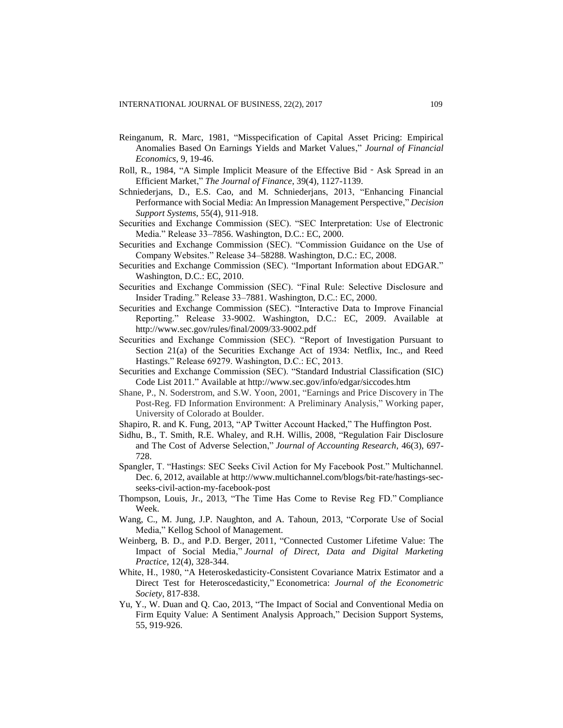Reinganum, R. Marc, 1981, "Misspecification of Capital Asset Pricing: Empirical Anomalies Based On Earnings Yields and Market Values," *Journal of Financial Economics*, 9, 19-46.

Roll, R., 1984, "A Simple Implicit Measure of the Effective Bid ‐ Ask Spread in an Efficient Market," *The Journal of Finance*, 39(4), 1127-1139.

Schniederjans, D., E.S. Cao, and M. Schniederjans, 2013, "Enhancing Financial Performance with Social Media: An Impression Management Perspective," *Decision Support Systems*, 55(4), 911-918.

Securities and Exchange Commission (SEC). "SEC Interpretation: Use of Electronic Media." Release 33–7856. Washington, D.C.: EC, 2000.

Securities and Exchange Commission (SEC). "Commission Guidance on the Use of Company Websites." Release 34–58288. Washington, D.C.: EC, 2008.

Securities and Exchange Commission (SEC). "Important Information about EDGAR." Washington, D.C.: EC, 2010.

Securities and Exchange Commission (SEC). "Final Rule: Selective Disclosure and Insider Trading." Release 33–7881. Washington, D.C.: EC, 2000.

Securities and Exchange Commission (SEC). "Interactive Data to Improve Financial Reporting." Release 33-9002. Washington, D.C.: EC, 2009. Available at http://www.sec.gov/rules/final/2009/33-9002.pdf

Securities and Exchange Commission (SEC). "Report of Investigation Pursuant to Section 21(a) of the Securities Exchange Act of 1934: Netflix, Inc., and Reed Hastings." Release 69279. Washington, D.C.: EC, 2013.

Securities and Exchange Commission (SEC). "Standard Industrial Classification (SIC) Code List 2011." Available at http://www.sec.gov/info/edgar/siccodes.htm

Shane, P., N. Soderstrom, and S.W. Yoon, 2001, "Earnings and Price Discovery in The Post-Reg. FD Information Environment: A Preliminary Analysis," Working paper, University of Colorado at Boulder.

Shapiro, R. and K. Fung, 2013, "AP Twitter Account Hacked," The Huffington Post.

Sidhu, B., T. Smith, R.E. Whaley, and R.H. Willis, 2008, "Regulation Fair Disclosure and The Cost of Adverse Selection," *Journal of Accounting Research*, 46(3), 697-728.

Spangler, T. "Hastings: SEC Seeks Civil Action for My Facebook Post." Multichannel. Dec. 6, 2012, available at http://www.multichannel.com/blogs/bit-rate/hastings-sec-seeks-civil-action-my-facebook-post

Thompson, Louis, Jr., 2013, "The Time Has Come to Revise Reg FD." Compliance Week.

Wang, C., M. Jung, J.P. Naughton, and A. Tahoun, 2013, "Corporate Use of Social Media," Kellog School of Management.

Weinberg, B. D., and P.D. Berger, 2011, "Connected Customer Lifetime Value: The Impact of Social Media," *Journal of Direct, Data and Digital Marketing Practice*, 12(4), 328-344.

White, H., 1980, "A Heteroskedasticity-Consistent Covariance Matrix Estimator and a Direct Test for Heteroscedasticity," Econometrica: *Journal of the Econometric Society*, 817-838.

Yu, Y., W. Duan and Q. Cao, 2013, "The Impact of Social and Conventional Media on Firm Equity Value: A Sentiment Analysis Approach," Decision Support Systems, 55, 919-926.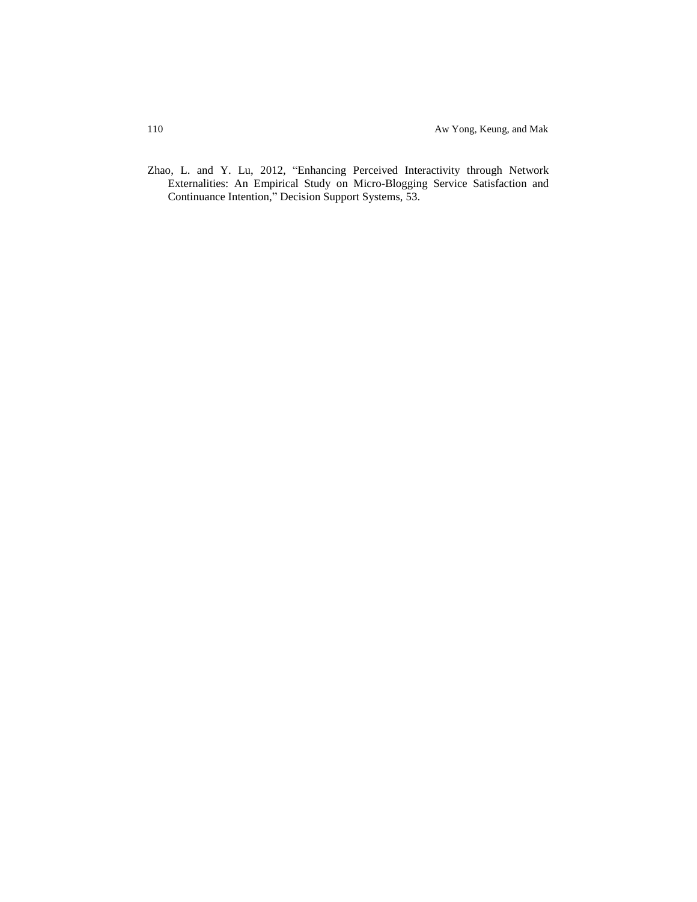Zhao, L. and Y. Lu, 2012, "Enhancing Perceived Interactivity through Network Externalities: An Empirical Study on Micro-Blogging Service Satisfaction and Continuance Intention," Decision Support Systems, 53.